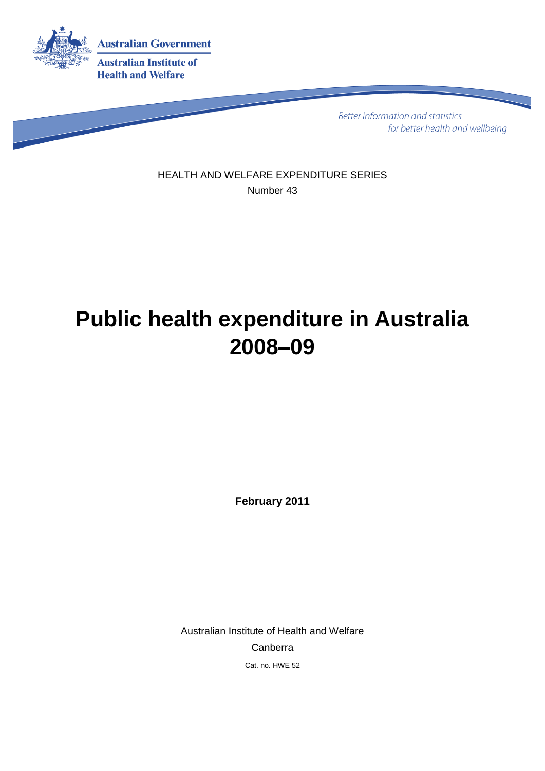Australian Government

Australian Institute of Health and Welfare

*Better information and statistics for better health and wellbeing*

HEALTH AND WELFARE EXPENDITURE SERIES

Number 43

# Public health expenditure in Australia 2008–09

**February 2011**

Australian Institute of Health and Welfare

Canberra

Cat. no. HWE 52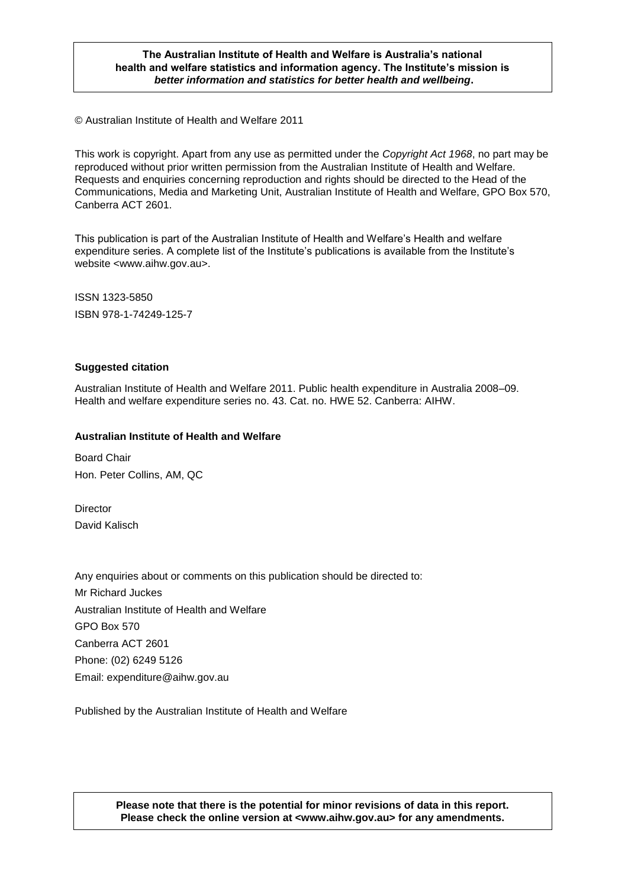**The Australian Institute of Health and Welfare is Australia's national health and welfare statistics and information agency. The Institute's mission is *better information and statistics for better health and wellbeing*.**

© Australian Institute of Health and Welfare 2011

This work is copyright. Apart from any use as permitted under the *Copyright Act 1968*, no part may be reproduced without prior written permission from the Australian Institute of Health and Welfare. Requests and enquiries concerning reproduction and rights should be directed to the Head of the Communications, Media and Marketing Unit, Australian Institute of Health and Welfare, GPO Box 570, Canberra ACT 2601.

This publication is part of the Australian Institute of Health and Welfare's Health and welfare expenditure series. A complete list of the Institute's publications is available from the Institute's website <www.aihw.gov.au>.

ISSN 1323-5850

ISBN 978-1-74249-125-7

**Suggested citation**

Australian Institute of Health and Welfare 2011. Public health expenditure in Australia 2008–09. Health and welfare expenditure series no. 43. Cat. no. HWE 52. Canberra: AIHW.

**Australian Institute of Health and Welfare**

Board Chair
Hon. Peter Collins, AM, QC

Director
David Kalisch

Any enquiries about or comments on this publication should be directed to:
Mr Richard Juckes
Australian Institute of Health and Welfare
GPO Box 570
Canberra ACT 2601
Phone: (02) 6249 5126
Email: expenditure@aihw.gov.au

Published by the Australian Institute of Health and Welfare

**Please note that there is the potential for minor revisions of data in this report. Please check the online version at <www.aihw.gov.au> for any amendments.**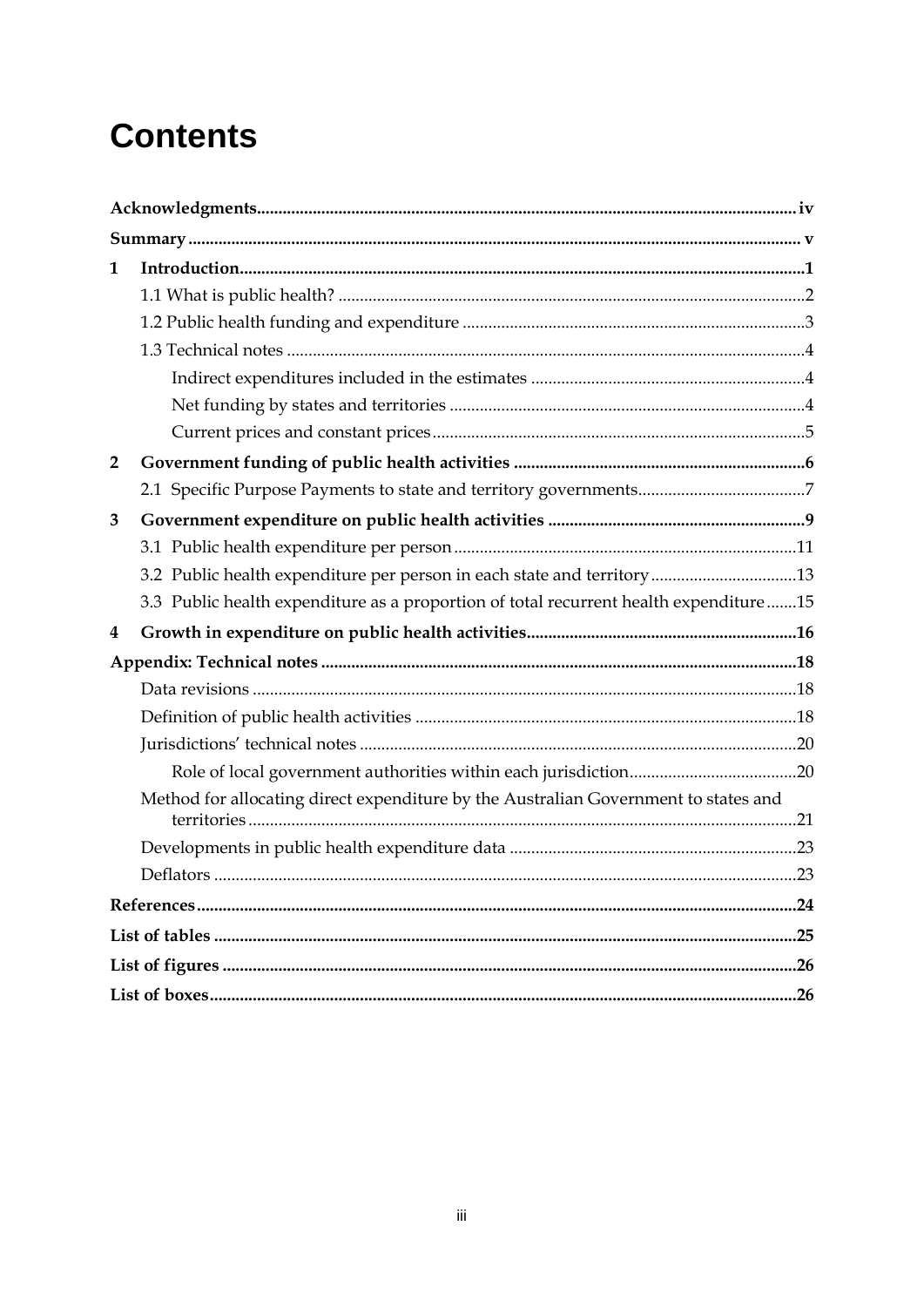# Contents

| | | |
|---|---|---|
| **Acknowledgments** | | **iv** |
| **Summary** | | **v** |
| **1** | **Introduction** | **1** |
| | 1.1 What is public health? | 2 |
| | 1.2 Public health funding and expenditure | 3 |
| | 1.3 Technical notes | 4 |
| | Indirect expenditures included in the estimates | 4 |
| | Net funding by states and territories | 4 |
| | Current prices and constant prices | 5 |
| **2** | **Government funding of public health activities** | **6** |
| | 2.1 Specific Purpose Payments to state and territory governments | 7 |
| **3** | **Government expenditure on public health activities** | **9** |
| | 3.1 Public health expenditure per person | 11 |
| | 3.2 Public health expenditure per person in each state and territory | 13 |
| | 3.3 Public health expenditure as a proportion of total recurrent health expenditure | 15 |
| **4** | **Growth in expenditure on public health activities** | **16** |
| **Appendix: Technical notes** | | **18** |
| | Data revisions | 18 |
| | Definition of public health activities | 18 |
| | Jurisdictions' technical notes | 20 |
| | Role of local government authorities within each jurisdiction | 20 |
| | Method for allocating direct expenditure by the Australian Government to states and territories | 21 |
| | Developments in public health expenditure data | 23 |
| | Deflators | 23 |
| **References** | | **24** |
| **List of tables** | | **25** |
| **List of figures** | | **26** |
| **List of boxes** | | **26** |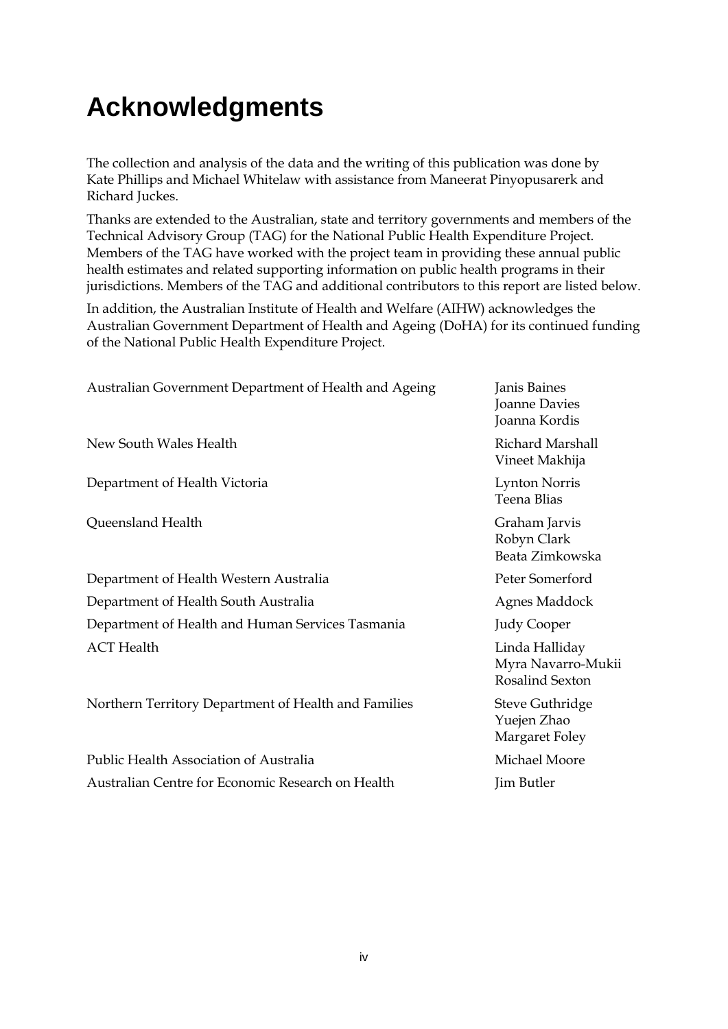# Acknowledgments

The collection and analysis of the data and the writing of this publication was done by Kate Phillips and Michael Whitelaw with assistance from Maneerat Pinyopusarerk and Richard Juckes.

Thanks are extended to the Australian, state and territory governments and members of the Technical Advisory Group (TAG) for the National Public Health Expenditure Project. Members of the TAG have worked with the project team in providing these annual public health estimates and related supporting information on public health programs in their jurisdictions. Members of the TAG and additional contributors to this report are listed below.

In addition, the Australian Institute of Health and Welfare (AIHW) acknowledges the Australian Government Department of Health and Ageing (DoHA) for its continued funding of the National Public Health Expenditure Project.

| | |
|---|---|
| Australian Government Department of Health and Ageing | Janis Baines<br>Joanne Davies<br>Joanna Kordis |
| New South Wales Health | Richard Marshall<br>Vineet Makhija |
| Department of Health Victoria | Lynton Norris<br>Teena Blias |
| Queensland Health | Graham Jarvis<br>Robyn Clark<br>Beata Zimkowska |
| Department of Health Western Australia | Peter Somerford |
| Department of Health South Australia | Agnes Maddock |
| Department of Health and Human Services Tasmania | Judy Cooper |
| ACT Health | Linda Halliday<br>Myra Navarro-Mukii<br>Rosalind Sexton |
| Northern Territory Department of Health and Families | Steve Guthridge<br>Yuejen Zhao<br>Margaret Foley |
| Public Health Association of Australia | Michael Moore |
| Australian Centre for Economic Research on Health | Jim Butler |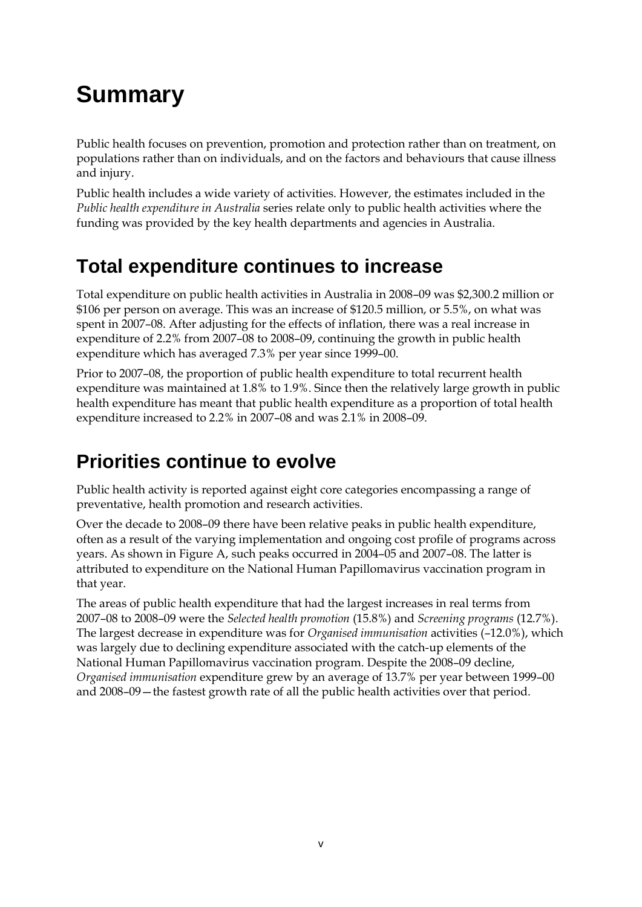# Summary

Public health focuses on prevention, promotion and protection rather than on treatment, on populations rather than on individuals, and on the factors and behaviours that cause illness and injury.

Public health includes a wide variety of activities. However, the estimates included in the *Public health expenditure in Australia* series relate only to public health activities where the funding was provided by the key health departments and agencies in Australia.

## Total expenditure continues to increase

Total expenditure on public health activities in Australia in 2008–09 was $2,300.2 million or $106 per person on average. This was an increase of $120.5 million, or 5.5%, on what was spent in 2007–08. After adjusting for the effects of inflation, there was a real increase in expenditure of 2.2% from 2007–08 to 2008–09, continuing the growth in public health expenditure which has averaged 7.3% per year since 1999–00.

Prior to 2007–08, the proportion of public health expenditure to total recurrent health expenditure was maintained at 1.8% to 1.9%. Since then the relatively large growth in public health expenditure has meant that public health expenditure as a proportion of total health expenditure increased to 2.2% in 2007–08 and was 2.1% in 2008–09.

## Priorities continue to evolve

Public health activity is reported against eight core categories encompassing a range of preventative, health promotion and research activities.

Over the decade to 2008–09 there have been relative peaks in public health expenditure, often as a result of the varying implementation and ongoing cost profile of programs across years. As shown in Figure A, such peaks occurred in 2004–05 and 2007–08. The latter is attributed to expenditure on the National Human Papillomavirus vaccination program in that year.

The areas of public health expenditure that had the largest increases in real terms from 2007–08 to 2008–09 were the *Selected health promotion* (15.8%) and *Screening programs* (12.7%). The largest decrease in expenditure was for *Organised immunisation* activities (–12.0%), which was largely due to declining expenditure associated with the catch-up elements of the National Human Papillomavirus vaccination program. Despite the 2008–09 decline, *Organised immunisation* expenditure grew by an average of 13.7% per year between 1999–00 and 2008–09—the fastest growth rate of all the public health activities over that period.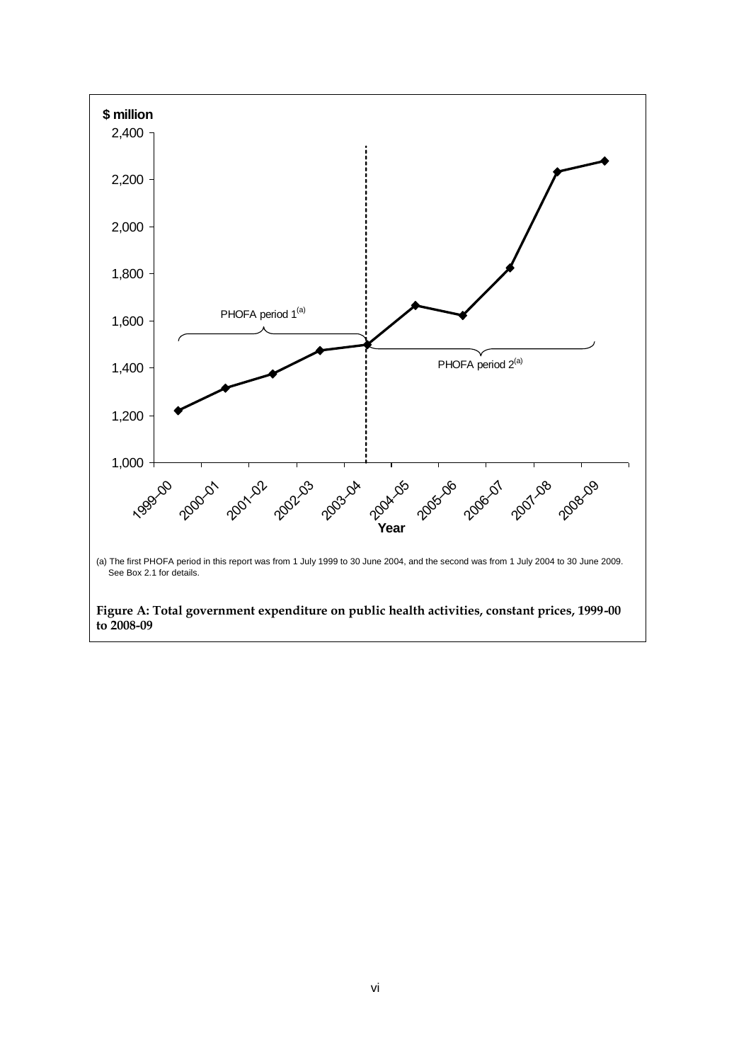(a) The first PHOFA period in this report was from 1 July 1999 to 30 June 2004, and the second was from 1 July 2004 to 30 June 2009. See Box 2.1 for details.

**Figure A: Total government expenditure on public health activities, constant prices, 1999-00 to 2008-09**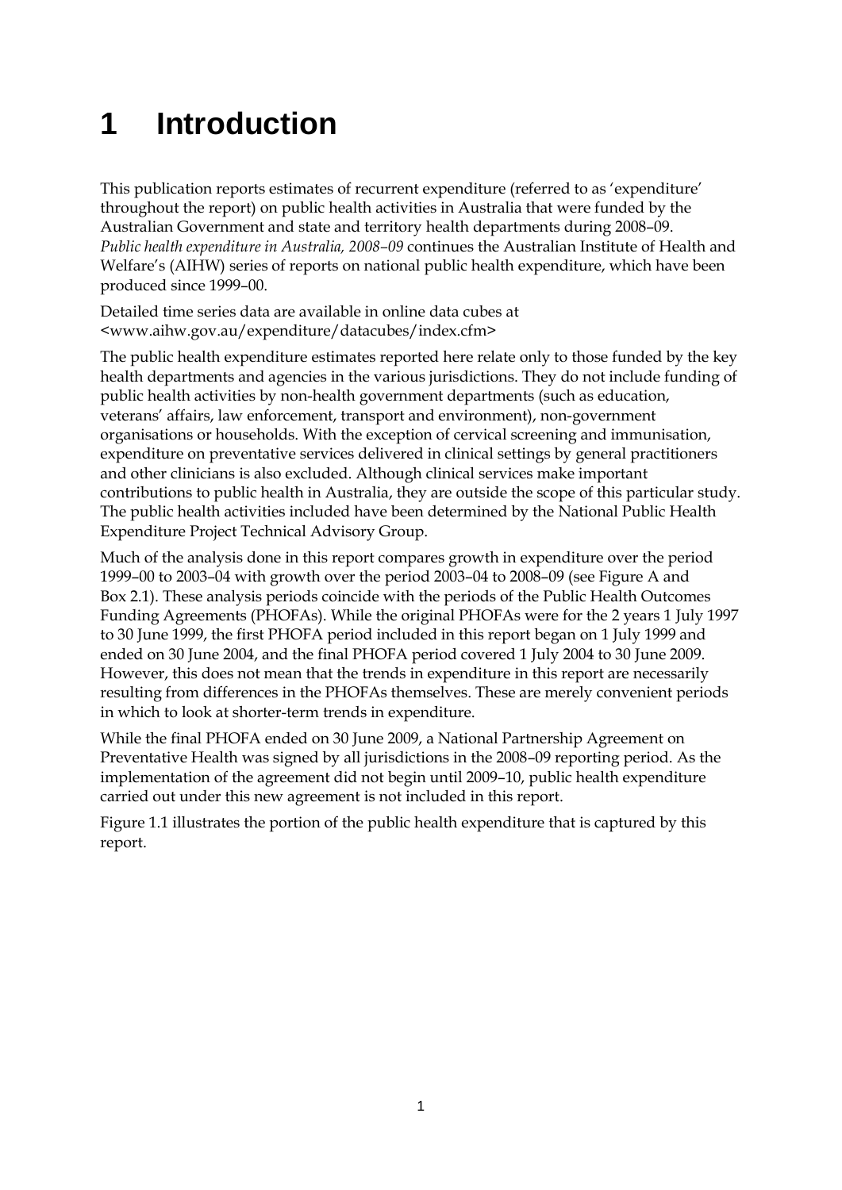# 1 Introduction

This publication reports estimates of recurrent expenditure (referred to as 'expenditure' throughout the report) on public health activities in Australia that were funded by the Australian Government and state and territory health departments during 2008–09. *Public health expenditure in Australia, 2008–09* continues the Australian Institute of Health and Welfare's (AIHW) series of reports on national public health expenditure, which have been produced since 1999–00.

Detailed time series data are available in online data cubes at <www.aihw.gov.au/expenditure/datacubes/index.cfm>

The public health expenditure estimates reported here relate only to those funded by the key health departments and agencies in the various jurisdictions. They do not include funding of public health activities by non-health government departments (such as education, veterans' affairs, law enforcement, transport and environment), non-government organisations or households. With the exception of cervical screening and immunisation, expenditure on preventative services delivered in clinical settings by general practitioners and other clinicians is also excluded. Although clinical services make important contributions to public health in Australia, they are outside the scope of this particular study. The public health activities included have been determined by the National Public Health Expenditure Project Technical Advisory Group.

Much of the analysis done in this report compares growth in expenditure over the period 1999–00 to 2003–04 with growth over the period 2003–04 to 2008–09 (see Figure A and Box 2.1). These analysis periods coincide with the periods of the Public Health Outcomes Funding Agreements (PHOFAs). While the original PHOFAs were for the 2 years 1 July 1997 to 30 June 1999, the first PHOFA period included in this report began on 1 July 1999 and ended on 30 June 2004, and the final PHOFA period covered 1 July 2004 to 30 June 2009. However, this does not mean that the trends in expenditure in this report are necessarily resulting from differences in the PHOFAs themselves. These are merely convenient periods in which to look at shorter-term trends in expenditure.

While the final PHOFA ended on 30 June 2009, a National Partnership Agreement on Preventative Health was signed by all jurisdictions in the 2008–09 reporting period. As the implementation of the agreement did not begin until 2009–10, public health expenditure carried out under this new agreement is not included in this report.

Figure 1.1 illustrates the portion of the public health expenditure that is captured by this report.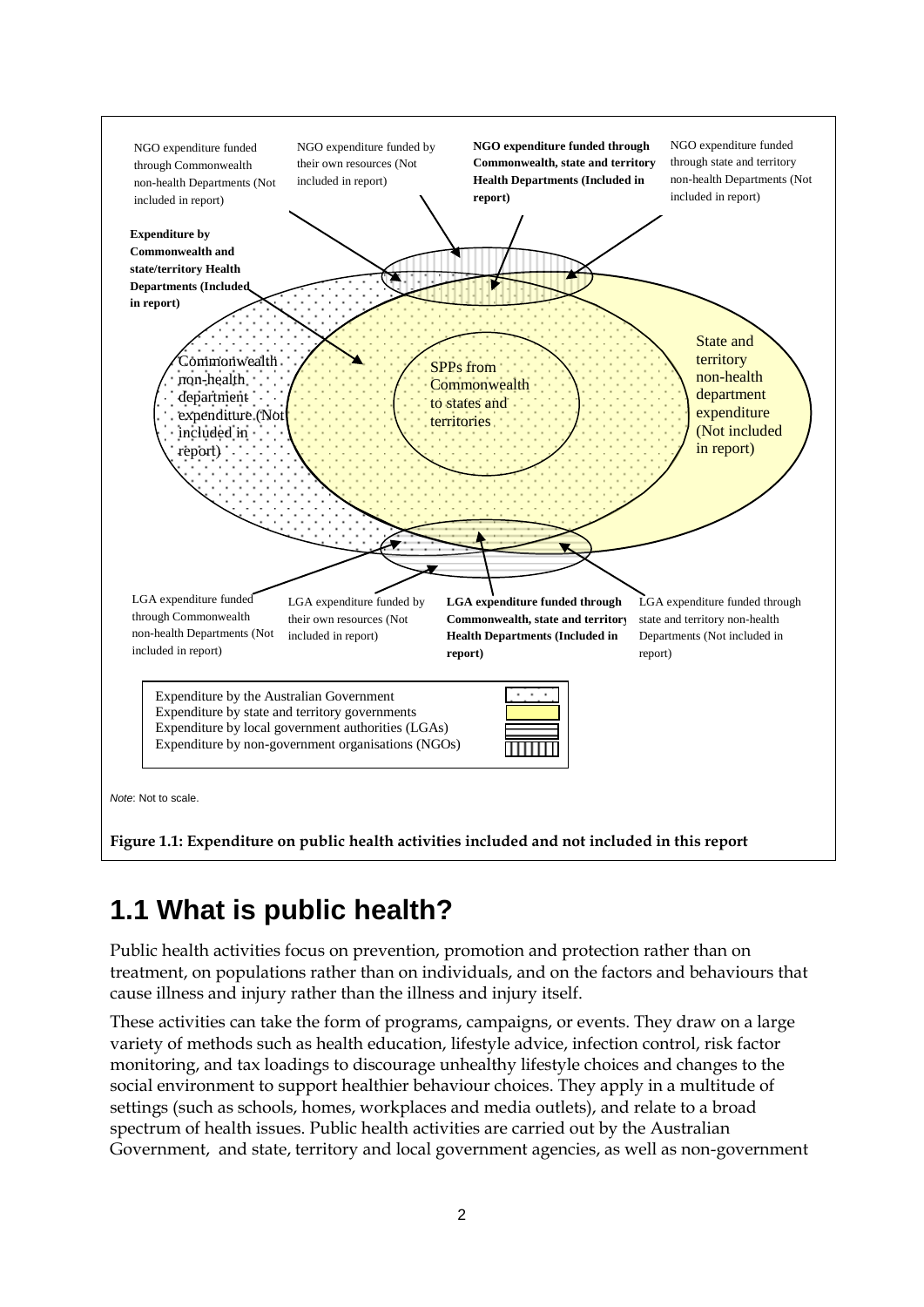NGO expenditure funded through Commonwealth non-health Departments (Not included in report)

NGO expenditure funded by their own resources (Not included in report)

**NGO expenditure funded through Commonwealth, state and territory Health Departments (Included in report)**

NGO expenditure funded through state and territory non-health Departments (Not included in report)

**Expenditure by Commonwealth and state/territory Health Departments (Included in report)**

Commonwealth non-health department expenditure (Not included in report)

SPPs from Commonwealth to states and territories

State and territory non-health department expenditure (Not included in report)

LGA expenditure funded through Commonwealth non-health Departments (Not included in report)

LGA expenditure funded by their own resources (Not included in report)

**LGA expenditure funded through Commonwealth, state and territory Health Departments (Included in report)**

LGA expenditure funded through state and territory non-health Departments (Not included in report)

Expenditure by the Australian Government
Expenditure by state and territory governments
Expenditure by local government authorities (LGAs)
Expenditure by non-government organisations (NGOs)

*Note*: Not to scale.

**Figure 1.1: Expenditure on public health activities included and not included in this report**

## 1.1 What is public health?

Public health activities focus on prevention, promotion and protection rather than on treatment, on populations rather than on individuals, and on the factors and behaviours that cause illness and injury rather than the illness and injury itself.

These activities can take the form of programs, campaigns, or events. They draw on a large variety of methods such as health education, lifestyle advice, infection control, risk factor monitoring, and tax loadings to discourage unhealthy lifestyle choices and changes to the social environment to support healthier behaviour choices. They apply in a multitude of settings (such as schools, homes, workplaces and media outlets), and relate to a broad spectrum of health issues. Public health activities are carried out by the Australian Government, and state, territory and local government agencies, as well as non-government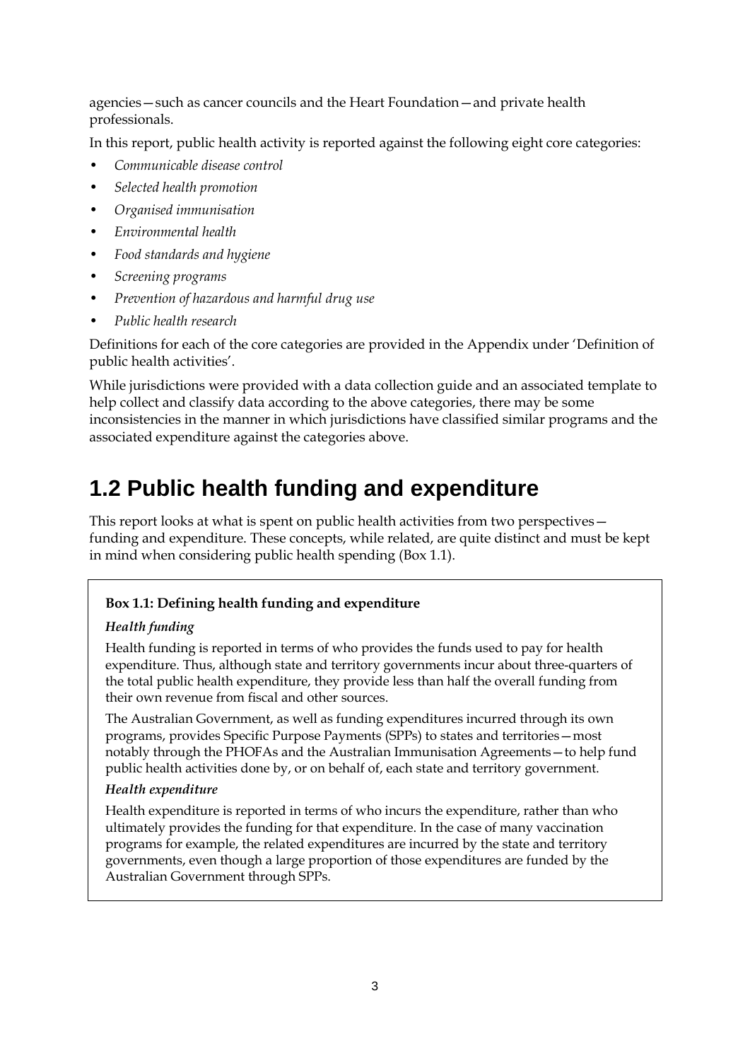agencies—such as cancer councils and the Heart Foundation—and private health professionals.

In this report, public health activity is reported against the following eight core categories:

- *Communicable disease control*
- *Selected health promotion*
- *Organised immunisation*
- *Environmental health*
- *Food standards and hygiene*
- *Screening programs*
- *Prevention of hazardous and harmful drug use*
- *Public health research*

Definitions for each of the core categories are provided in the Appendix under 'Definition of public health activities'.

While jurisdictions were provided with a data collection guide and an associated template to help collect and classify data according to the above categories, there may be some inconsistencies in the manner in which jurisdictions have classified similar programs and the associated expenditure against the categories above.

## 1.2 Public health funding and expenditure

This report looks at what is spent on public health activities from two perspectives—funding and expenditure. These concepts, while related, are quite distinct and must be kept in mind when considering public health spending (Box 1.1).

**Box 1.1: Defining health funding and expenditure**

***Health funding***

Health funding is reported in terms of who provides the funds used to pay for health expenditure. Thus, although state and territory governments incur about three-quarters of the total public health expenditure, they provide less than half the overall funding from their own revenue from fiscal and other sources.

The Australian Government, as well as funding expenditures incurred through its own programs, provides Specific Purpose Payments (SPPs) to states and territories—most notably through the PHOFAs and the Australian Immunisation Agreements—to help fund public health activities done by, or on behalf of, each state and territory government.

***Health expenditure***

Health expenditure is reported in terms of who incurs the expenditure, rather than who ultimately provides the funding for that expenditure. In the case of many vaccination programs for example, the related expenditures are incurred by the state and territory governments, even though a large proportion of those expenditures are funded by the Australian Government through SPPs.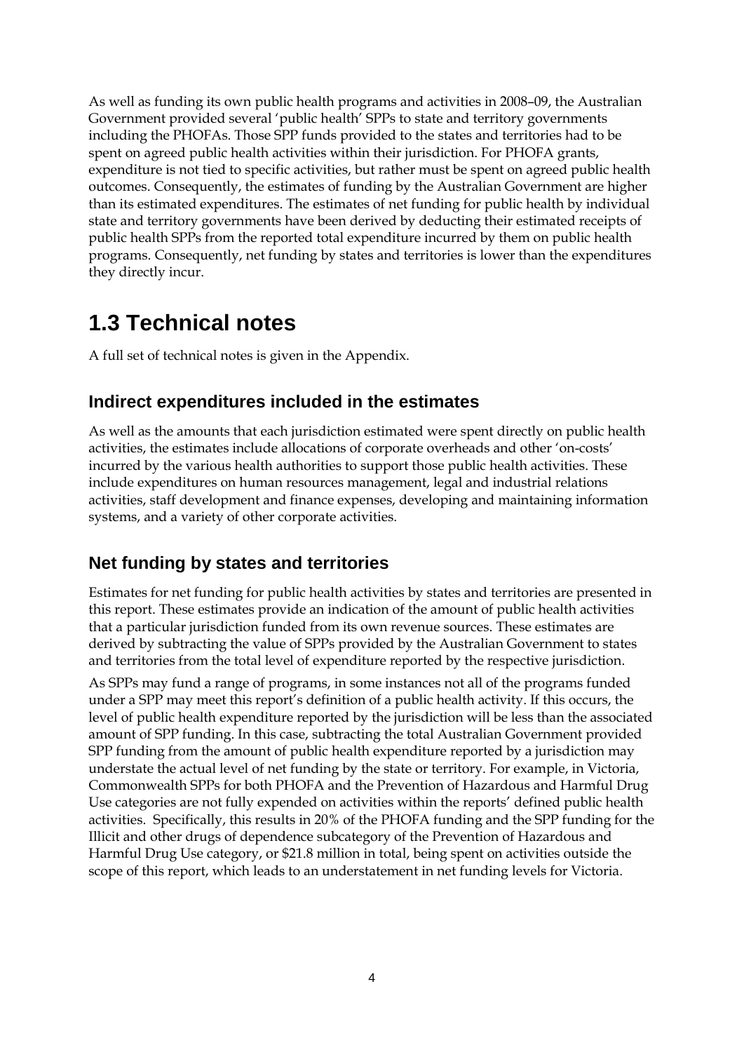As well as funding its own public health programs and activities in 2008–09, the Australian Government provided several 'public health' SPPs to state and territory governments including the PHOFAs. Those SPP funds provided to the states and territories had to be spent on agreed public health activities within their jurisdiction. For PHOFA grants, expenditure is not tied to specific activities, but rather must be spent on agreed public health outcomes. Consequently, the estimates of funding by the Australian Government are higher than its estimated expenditures. The estimates of net funding for public health by individual state and territory governments have been derived by deducting their estimated receipts of public health SPPs from the reported total expenditure incurred by them on public health programs. Consequently, net funding by states and territories is lower than the expenditures they directly incur.

# 1.3 Technical notes

A full set of technical notes is given in the Appendix.

## Indirect expenditures included in the estimates

As well as the amounts that each jurisdiction estimated were spent directly on public health activities, the estimates include allocations of corporate overheads and other 'on-costs' incurred by the various health authorities to support those public health activities. These include expenditures on human resources management, legal and industrial relations activities, staff development and finance expenses, developing and maintaining information systems, and a variety of other corporate activities.

## Net funding by states and territories

Estimates for net funding for public health activities by states and territories are presented in this report. These estimates provide an indication of the amount of public health activities that a particular jurisdiction funded from its own revenue sources. These estimates are derived by subtracting the value of SPPs provided by the Australian Government to states and territories from the total level of expenditure reported by the respective jurisdiction.

As SPPs may fund a range of programs, in some instances not all of the programs funded under a SPP may meet this report's definition of a public health activity. If this occurs, the level of public health expenditure reported by the jurisdiction will be less than the associated amount of SPP funding. In this case, subtracting the total Australian Government provided SPP funding from the amount of public health expenditure reported by a jurisdiction may understate the actual level of net funding by the state or territory. For example, in Victoria, Commonwealth SPPs for both PHOFA and the Prevention of Hazardous and Harmful Drug Use categories are not fully expended on activities within the reports' defined public health activities. Specifically, this results in 20% of the PHOFA funding and the SPP funding for the Illicit and other drugs of dependence subcategory of the Prevention of Hazardous and Harmful Drug Use category, or $21.8 million in total, being spent on activities outside the scope of this report, which leads to an understatement in net funding levels for Victoria.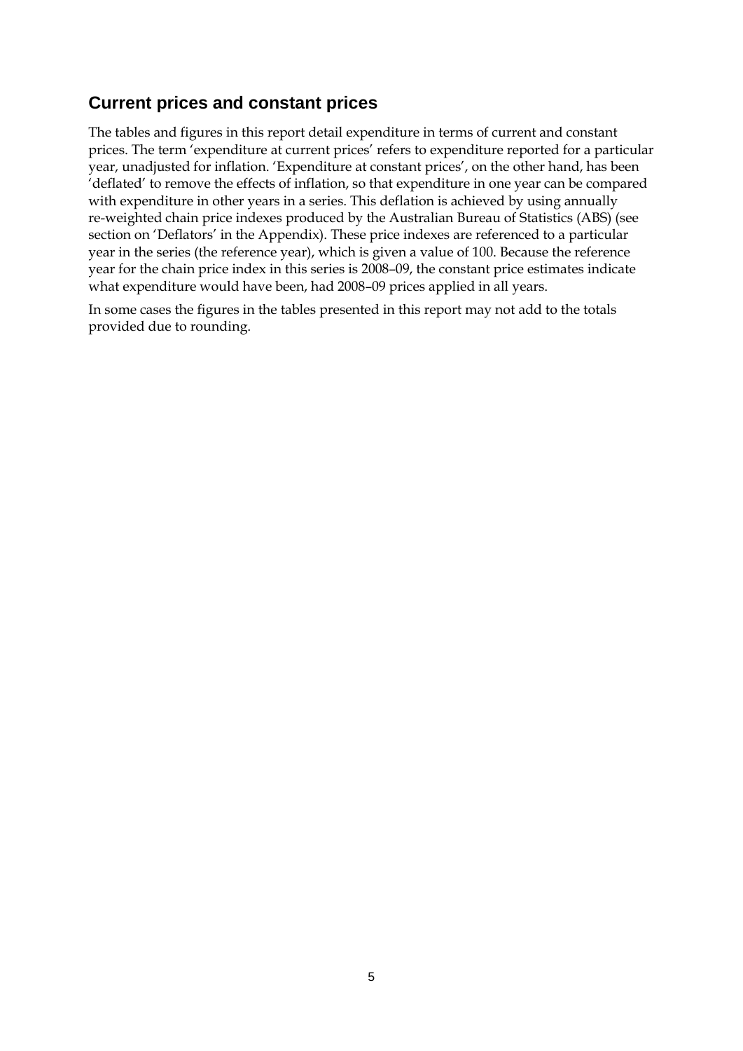## Current prices and constant prices

The tables and figures in this report detail expenditure in terms of current and constant prices. The term 'expenditure at current prices' refers to expenditure reported for a particular year, unadjusted for inflation. 'Expenditure at constant prices', on the other hand, has been 'deflated' to remove the effects of inflation, so that expenditure in one year can be compared with expenditure in other years in a series. This deflation is achieved by using annually re-weighted chain price indexes produced by the Australian Bureau of Statistics (ABS) (see section on 'Deflators' in the Appendix). These price indexes are referenced to a particular year in the series (the reference year), which is given a value of 100. Because the reference year for the chain price index in this series is 2008–09, the constant price estimates indicate what expenditure would have been, had 2008–09 prices applied in all years.

In some cases the figures in the tables presented in this report may not add to the totals provided due to rounding.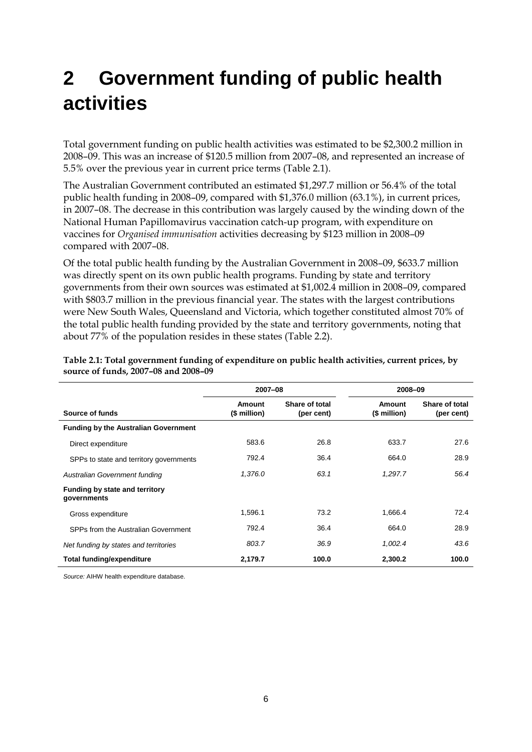# 2 Government funding of public health activities

Total government funding on public health activities was estimated to be $2,300.2 million in 2008–09. This was an increase of $120.5 million from 2007–08, and represented an increase of 5.5% over the previous year in current price terms (Table 2.1).

The Australian Government contributed an estimated $1,297.7 million or 56.4% of the total public health funding in 2008–09, compared with $1,376.0 million (63.1%), in current prices, in 2007–08. The decrease in this contribution was largely caused by the winding down of the National Human Papillomavirus vaccination catch-up program, with expenditure on vaccines for *Organised immunisation* activities decreasing by $123 million in 2008–09 compared with 2007–08.

Of the total public health funding by the Australian Government in 2008–09, $633.7 million was directly spent on its own public health programs. Funding by state and territory governments from their own sources was estimated at $1,002.4 million in 2008–09, compared with $803.7 million in the previous financial year. The states with the largest contributions were New South Wales, Queensland and Victoria, which together constituted almost 70% of the total public health funding provided by the state and territory governments, noting that about 77% of the population resides in these states (Table 2.2).

**Table 2.1: Total government funding of expenditure on public health activities, current prices, by source of funds, 2007–08 and 2008–09**

| | 2007–08 | | 2008–09 | |
|---|---|---|---|---|
| **Source of funds** | **Amount ($ million)** | **Share of total (per cent)** | **Amount ($ million)** | **Share of total (per cent)** |
| **Funding by the Australian Government** | | | | |
| Direct expenditure | 583.6 | 26.8 | 633.7 | 27.6 |
| SPPs to state and territory governments | 792.4 | 36.4 | 664.0 | 28.9 |
| *Australian Government funding* | *1,376.0* | *63.1* | *1,297.7* | *56.4* |
| **Funding by state and territory governments** | | | | |
| Gross expenditure | 1,596.1 | 73.2 | 1,666.4 | 72.4 |
| SPPs from the Australian Government | 792.4 | 36.4 | 664.0 | 28.9 |
| *Net funding by states and territories* | *803.7* | *36.9* | *1,002.4* | *43.6* |
| **Total funding/expenditure** | **2,179.7** | **100.0** | **2,300.2** | **100.0** |

*Source:* AIHW health expenditure database.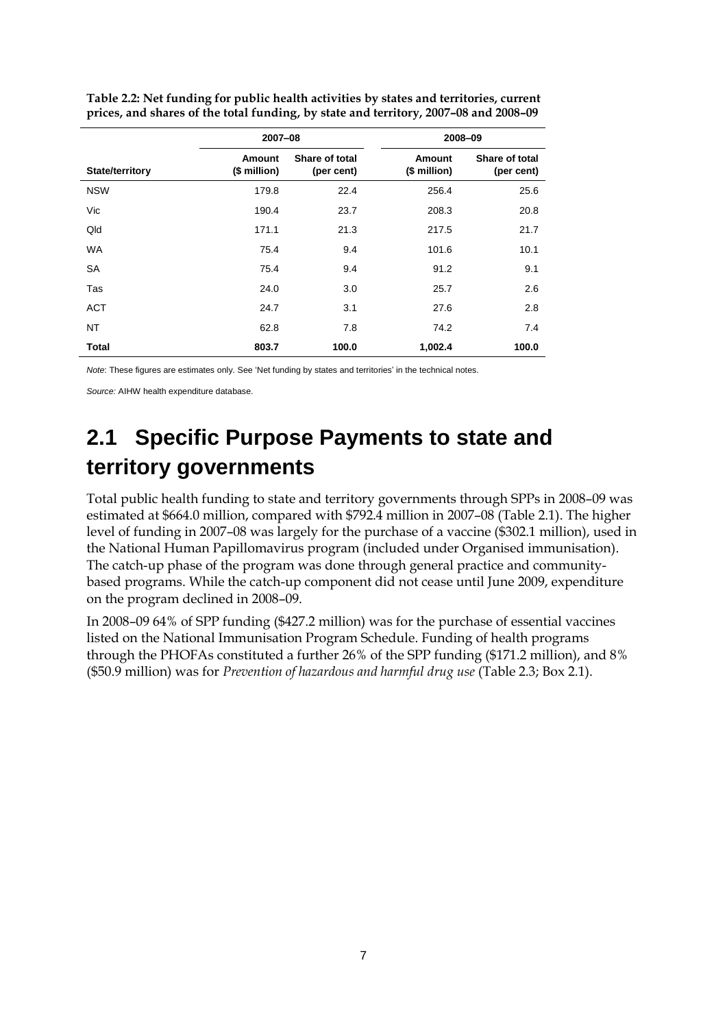**Table 2.2: Net funding for public health activities by states and territories, current prices, and shares of the total funding, by state and territory, 2007–08 and 2008–09**

| | 2007–08 | | 2008–09 | |
|---|---|---|---|---|
| **State/territory** | **Amount ($ million)** | **Share of total (per cent)** | **Amount ($ million)** | **Share of total (per cent)** |
| NSW | 179.8 | 22.4 | 256.4 | 25.6 |
| Vic | 190.4 | 23.7 | 208.3 | 20.8 |
| Qld | 171.1 | 21.3 | 217.5 | 21.7 |
| WA | 75.4 | 9.4 | 101.6 | 10.1 |
| SA | 75.4 | 9.4 | 91.2 | 9.1 |
| Tas | 24.0 | 3.0 | 25.7 | 2.6 |
| ACT | 24.7 | 3.1 | 27.6 | 2.8 |
| NT | 62.8 | 7.8 | 74.2 | 7.4 |
| **Total** | **803.7** | **100.0** | **1,002.4** | **100.0** |

*Note:* These figures are estimates only. See 'Net funding by states and territories' in the technical notes.

*Source:* AIHW health expenditure database.

## 2.1 Specific Purpose Payments to state and territory governments

Total public health funding to state and territory governments through SPPs in 2008–09 was estimated at $664.0 million, compared with $792.4 million in 2007–08 (Table 2.1). The higher level of funding in 2007–08 was largely for the purchase of a vaccine ($302.1 million), used in the National Human Papillomavirus program (included under Organised immunisation). The catch-up phase of the program was done through general practice and community-based programs. While the catch-up component did not cease until June 2009, expenditure on the program declined in 2008–09.

In 2008–09 64% of SPP funding ($427.2 million) was for the purchase of essential vaccines listed on the National Immunisation Program Schedule. Funding of health programs through the PHOFAs constituted a further 26% of the SPP funding ($171.2 million), and 8% ($50.9 million) was for *Prevention of hazardous and harmful drug use* (Table 2.3; Box 2.1).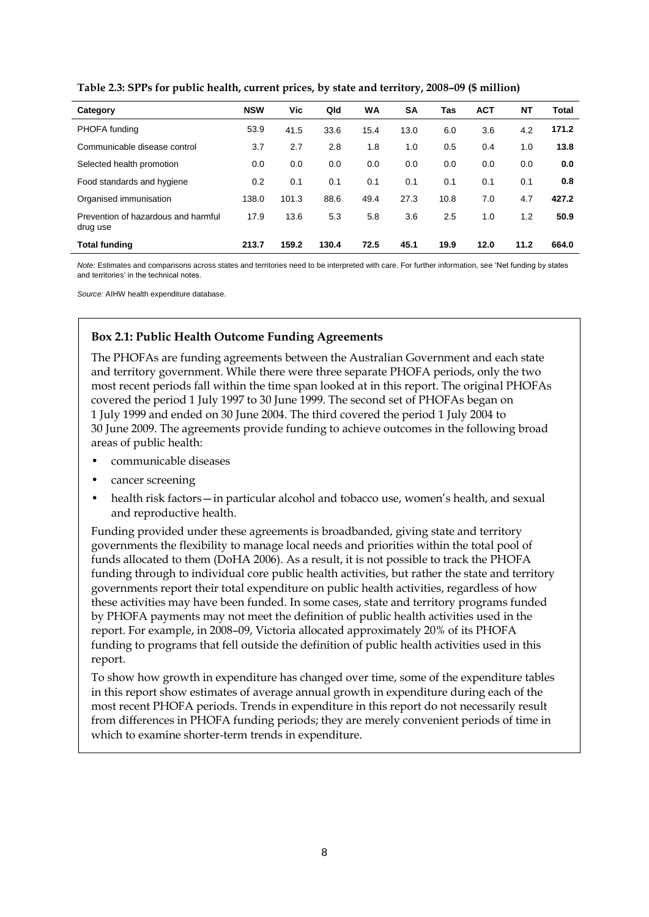**Table 2.3: SPPs for public health, current prices, by state and territory, 2008–09 ($ million)**

| Category | NSW | Vic | Qld | WA | SA | Tas | ACT | NT | Total |
|---|---|---|---|---|---|---|---|---|---|
| PHOFA funding | 53.9 | 41.5 | 33.6 | 15.4 | 13.0 | 6.0 | 3.6 | 4.2 | **171.2** |
| Communicable disease control | 3.7 | 2.7 | 2.8 | 1.8 | 1.0 | 0.5 | 0.4 | 1.0 | **13.8** |
| Selected health promotion | 0.0 | 0.0 | 0.0 | 0.0 | 0.0 | 0.0 | 0.0 | 0.0 | **0.0** |
| Food standards and hygiene | 0.2 | 0.1 | 0.1 | 0.1 | 0.1 | 0.1 | 0.1 | 0.1 | **0.8** |
| Organised immunisation | 138.0 | 101.3 | 88.6 | 49.4 | 27.3 | 10.8 | 7.0 | 4.7 | **427.2** |
| Prevention of hazardous and harmful drug use | 17.9 | 13.6 | 5.3 | 5.8 | 3.6 | 2.5 | 1.0 | 1.2 | **50.9** |
| **Total funding** | **213.7** | **159.2** | **130.4** | **72.5** | **45.1** | **19.9** | **12.0** | **11.2** | **664.0** |

*Note:* Estimates and comparisons across states and territories need to be interpreted with care. For further information, see 'Net funding by states and territories' in the technical notes.

*Source:* AIHW health expenditure database.

### Box 2.1: Public Health Outcome Funding Agreements

The PHOFAs are funding agreements between the Australian Government and each state and territory government. While there were three separate PHOFA periods, only the two most recent periods fall within the time span looked at in this report. The original PHOFAs covered the period 1 July 1997 to 30 June 1999. The second set of PHOFAs began on 1 July 1999 and ended on 30 June 2004. The third covered the period 1 July 2004 to 30 June 2009. The agreements provide funding to achieve outcomes in the following broad areas of public health:

- communicable diseases
- cancer screening
- health risk factors—in particular alcohol and tobacco use, women's health, and sexual and reproductive health.

Funding provided under these agreements is broadbanded, giving state and territory governments the flexibility to manage local needs and priorities within the total pool of funds allocated to them (DoHA 2006). As a result, it is not possible to track the PHOFA funding through to individual core public health activities, but rather the state and territory governments report their total expenditure on public health activities, regardless of how these activities may have been funded. In some cases, state and territory programs funded by PHOFA payments may not meet the definition of public health activities used in the report. For example, in 2008–09, Victoria allocated approximately 20% of its PHOFA funding to programs that fell outside the definition of public health activities used in this report.

To show how growth in expenditure has changed over time, some of the expenditure tables in this report show estimates of average annual growth in expenditure during each of the most recent PHOFA periods. Trends in expenditure in this report do not necessarily result from differences in PHOFA funding periods; they are merely convenient periods of time in which to examine shorter-term trends in expenditure.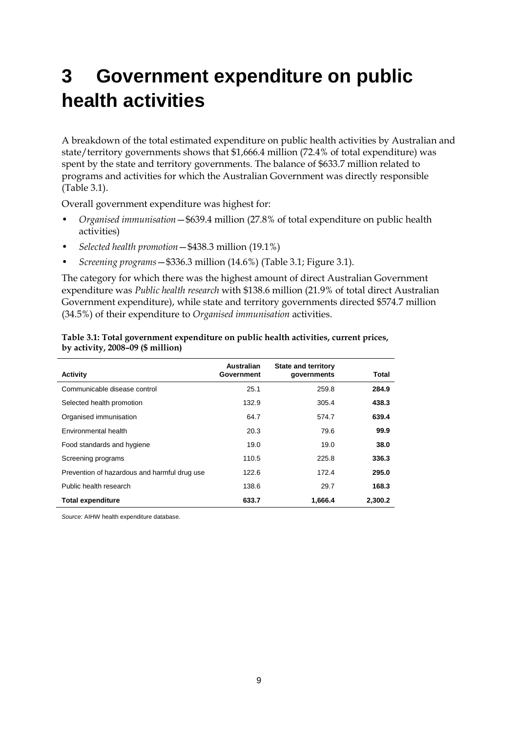# 3 Government expenditure on public health activities

A breakdown of the total estimated expenditure on public health activities by Australian and state/territory governments shows that $1,666.4 million (72.4% of total expenditure) was spent by the state and territory governments. The balance of $633.7 million related to programs and activities for which the Australian Government was directly responsible (Table 3.1).

Overall government expenditure was highest for:

- *Organised immunisation*—$639.4 million (27.8% of total expenditure on public health activities)
- *Selected health promotion*—$438.3 million (19.1%)
- *Screening programs*—$336.3 million (14.6%) (Table 3.1; Figure 3.1).

The category for which there was the highest amount of direct Australian Government expenditure was *Public health research* with $138.6 million (21.9% of total direct Australian Government expenditure), while state and territory governments directed $574.7 million (34.5%) of their expenditure to *Organised immunisation* activities.

**Table 3.1: Total government expenditure on public health activities, current prices, by activity, 2008–09 ($ million)**

| Activity | Australian Government | State and territory governments | Total |
|---|---|---|---|
| Communicable disease control | 25.1 | 259.8 | **284.9** |
| Selected health promotion | 132.9 | 305.4 | **438.3** |
| Organised immunisation | 64.7 | 574.7 | **639.4** |
| Environmental health | 20.3 | 79.6 | **99.9** |
| Food standards and hygiene | 19.0 | 19.0 | **38.0** |
| Screening programs | 110.5 | 225.8 | **336.3** |
| Prevention of hazardous and harmful drug use | 122.6 | 172.4 | **295.0** |
| Public health research | 138.6 | 29.7 | **168.3** |
| **Total expenditure** | **633.7** | **1,666.4** | **2,300.2** |

*Source:* AIHW health expenditure database.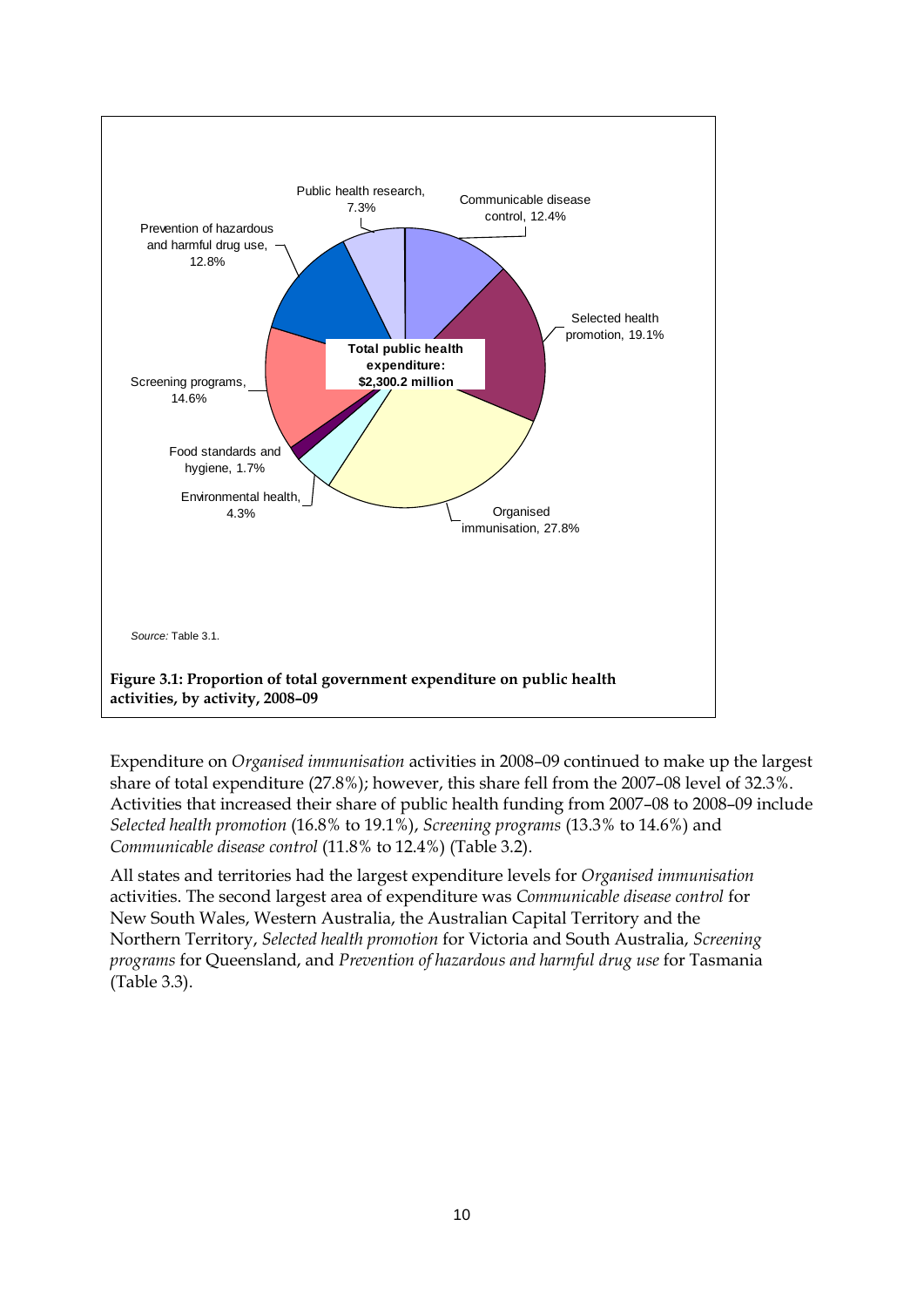Source: Table 3.1.

**Figure 3.1: Proportion of total government expenditure on public health activities, by activity, 2008–09**

Expenditure on *Organised immunisation* activities in 2008–09 continued to make up the largest share of total expenditure (27.8%); however, this share fell from the 2007–08 level of 32.3%. Activities that increased their share of public health funding from 2007–08 to 2008–09 include *Selected health promotion* (16.8% to 19.1%), *Screening programs* (13.3% to 14.6%) and *Communicable disease control* (11.8% to 12.4%) (Table 3.2).

All states and territories had the largest expenditure levels for *Organised immunisation* activities. The second largest area of expenditure was *Communicable disease control* for New South Wales, Western Australia, the Australian Capital Territory and the Northern Territory, *Selected health promotion* for Victoria and South Australia, *Screening programs* for Queensland, and *Prevention of hazardous and harmful drug use* for Tasmania (Table 3.3).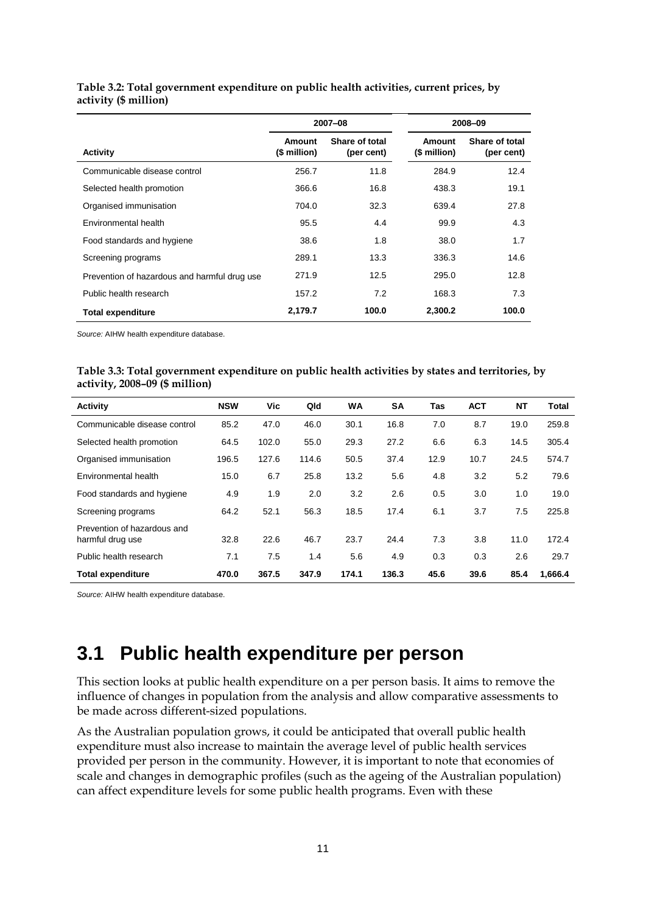**Table 3.2: Total government expenditure on public health activities, current prices, by activity ($ million)**

| | 2007–08 | | 2008–09 | |
|---|---|---|---|---|
| **Activity** | **Amount ($ million)** | **Share of total (per cent)** | **Amount ($ million)** | **Share of total (per cent)** |
| Communicable disease control | 256.7 | 11.8 | 284.9 | 12.4 |
| Selected health promotion | 366.6 | 16.8 | 438.3 | 19.1 |
| Organised immunisation | 704.0 | 32.3 | 639.4 | 27.8 |
| Environmental health | 95.5 | 4.4 | 99.9 | 4.3 |
| Food standards and hygiene | 38.6 | 1.8 | 38.0 | 1.7 |
| Screening programs | 289.1 | 13.3 | 336.3 | 14.6 |
| Prevention of hazardous and harmful drug use | 271.9 | 12.5 | 295.0 | 12.8 |
| Public health research | 157.2 | 7.2 | 168.3 | 7.3 |
| **Total expenditure** | **2,179.7** | **100.0** | **2,300.2** | **100.0** |

*Source:* AIHW health expenditure database.

**Table 3.3: Total government expenditure on public health activities by states and territories, by activity, 2008–09 ($ million)**

| Activity | NSW | Vic | Qld | WA | SA | Tas | ACT | NT | Total |
|---|---|---|---|---|---|---|---|---|---|
| Communicable disease control | 85.2 | 47.0 | 46.0 | 30.1 | 16.8 | 7.0 | 8.7 | 19.0 | 259.8 |
| Selected health promotion | 64.5 | 102.0 | 55.0 | 29.3 | 27.2 | 6.6 | 6.3 | 14.5 | 305.4 |
| Organised immunisation | 196.5 | 127.6 | 114.6 | 50.5 | 37.4 | 12.9 | 10.7 | 24.5 | 574.7 |
| Environmental health | 15.0 | 6.7 | 25.8 | 13.2 | 5.6 | 4.8 | 3.2 | 5.2 | 79.6 |
| Food standards and hygiene | 4.9 | 1.9 | 2.0 | 3.2 | 2.6 | 0.5 | 3.0 | 1.0 | 19.0 |
| Screening programs | 64.2 | 52.1 | 56.3 | 18.5 | 17.4 | 6.1 | 3.7 | 7.5 | 225.8 |
| Prevention of hazardous and harmful drug use | 32.8 | 22.6 | 46.7 | 23.7 | 24.4 | 7.3 | 3.8 | 11.0 | 172.4 |
| Public health research | 7.1 | 7.5 | 1.4 | 5.6 | 4.9 | 0.3 | 0.3 | 2.6 | 29.7 |
| **Total expenditure** | **470.0** | **367.5** | **347.9** | **174.1** | **136.3** | **45.6** | **39.6** | **85.4** | **1,666.4** |

*Source:* AIHW health expenditure database.

## 3.1 Public health expenditure per person

This section looks at public health expenditure on a per person basis. It aims to remove the influence of changes in population from the analysis and allow comparative assessments to be made across different-sized populations.

As the Australian population grows, it could be anticipated that overall public health expenditure must also increase to maintain the average level of public health services provided per person in the community. However, it is important to note that economies of scale and changes in demographic profiles (such as the ageing of the Australian population) can affect expenditure levels for some public health programs. Even with these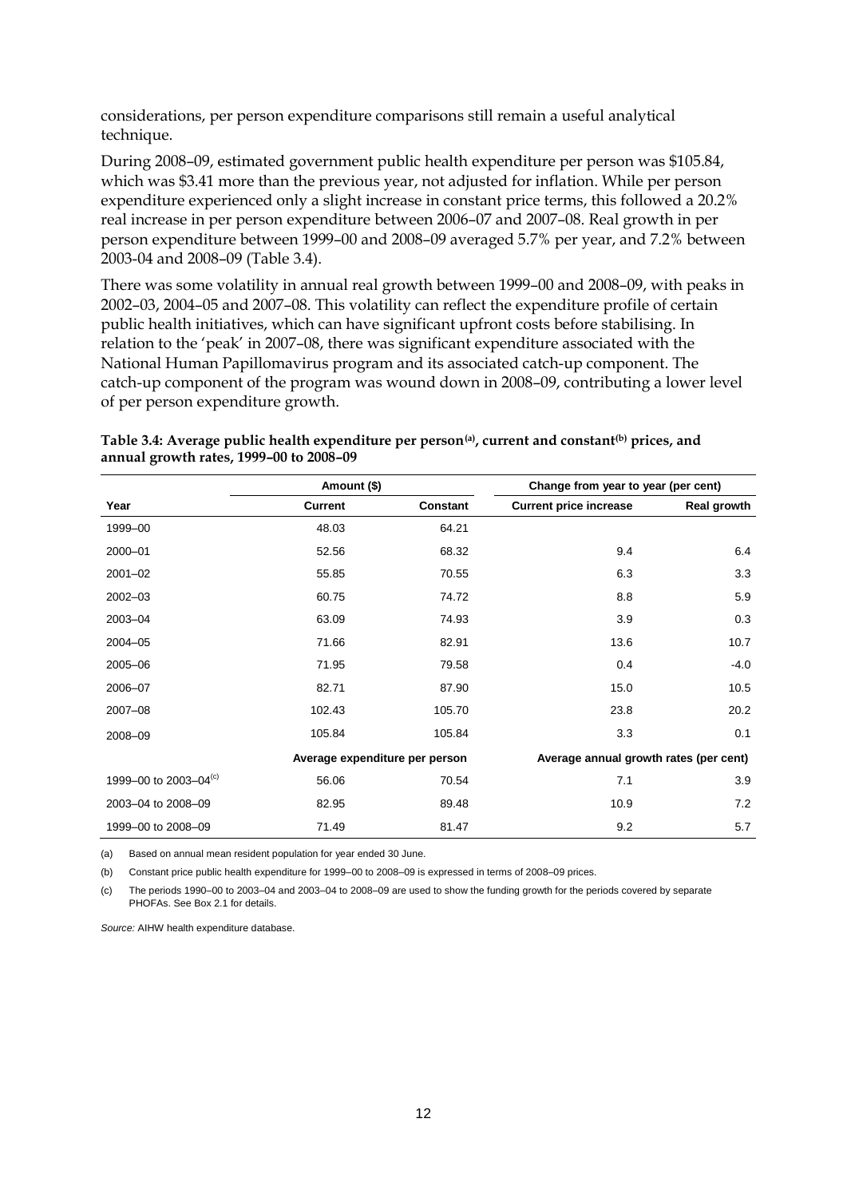considerations, per person expenditure comparisons still remain a useful analytical technique.

During 2008–09, estimated government public health expenditure per person was $105.84, which was $3.41 more than the previous year, not adjusted for inflation. While per person expenditure experienced only a slight increase in constant price terms, this followed a 20.2% real increase in per person expenditure between 2006–07 and 2007–08. Real growth in per person expenditure between 1999–00 and 2008–09 averaged 5.7% per year, and 7.2% between 2003-04 and 2008–09 (Table 3.4).

There was some volatility in annual real growth between 1999–00 and 2008–09, with peaks in 2002–03, 2004–05 and 2007–08. This volatility can reflect the expenditure profile of certain public health initiatives, which can have significant upfront costs before stabilising. In relation to the 'peak' in 2007–08, there was significant expenditure associated with the National Human Papillomavirus program and its associated catch-up component. The catch-up component of the program was wound down in 2008–09, contributing a lower level of per person expenditure growth.

**Table 3.4: Average public health expenditure per person[(a)], current and constant[(b)] prices, and annual growth rates, 1999–00 to 2008–09**

| | Amount ($) | | Change from year to year (per cent) | |
|---|---|---|---|---|
| **Year** | **Current** | **Constant** | **Current price increase** | **Real growth** |
| 1999–00 | 48.03 | 64.21 | | |
| 2000–01 | 52.56 | 68.32 | 9.4 | 6.4 |
| 2001–02 | 55.85 | 70.55 | 6.3 | 3.3 |
| 2002–03 | 60.75 | 74.72 | 8.8 | 5.9 |
| 2003–04 | 63.09 | 74.93 | 3.9 | 0.3 |
| 2004–05 | 71.66 | 82.91 | 13.6 | 10.7 |
| 2005–06 | 71.95 | 79.58 | 0.4 | -4.0 |
| 2006–07 | 82.71 | 87.90 | 15.0 | 10.5 |
| 2007–08 | 102.43 | 105.70 | 23.8 | 20.2 |
| 2008–09 | 105.84 | 105.84 | 3.3 | 0.1 |
| | Average expenditure per person | | Average annual growth rates (per cent) | |
| 1999–00 to 2003–04[(c)] | 56.06 | 70.54 | 7.1 | 3.9 |
| 2003–04 to 2008–09 | 82.95 | 89.48 | 10.9 | 7.2 |
| 1999–00 to 2008–09 | 71.49 | 81.47 | 9.2 | 5.7 |

(a) Based on annual mean resident population for year ended 30 June.

(b) Constant price public health expenditure for 1999–00 to 2008–09 is expressed in terms of 2008–09 prices.

(c) The periods 1990–00 to 2003–04 and 2003–04 to 2008–09 are used to show the funding growth for the periods covered by separate PHOFAs. See Box 2.1 for details.

*Source:* AIHW health expenditure database.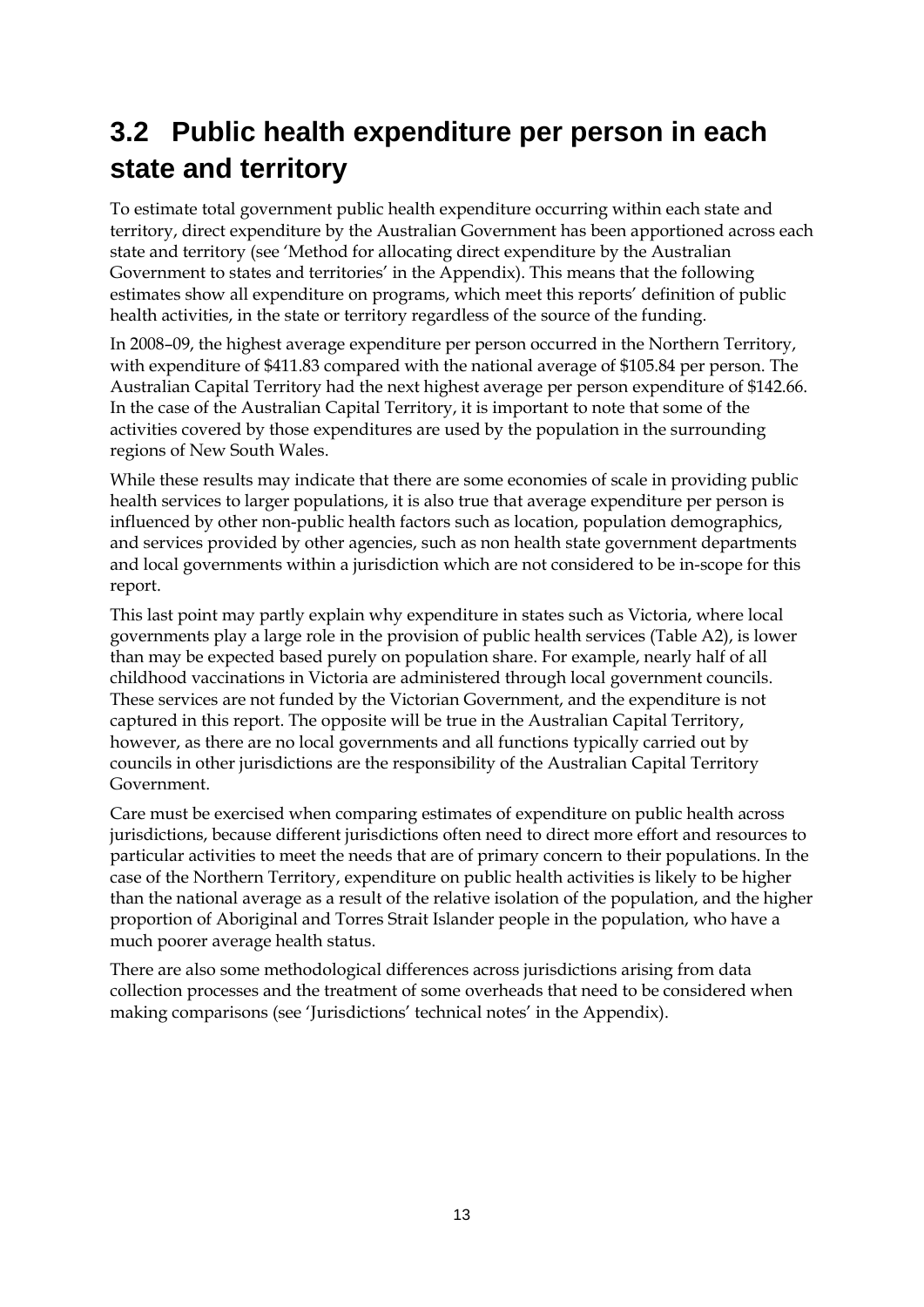## 3.2 Public health expenditure per person in each state and territory

To estimate total government public health expenditure occurring within each state and territory, direct expenditure by the Australian Government has been apportioned across each state and territory (see 'Method for allocating direct expenditure by the Australian Government to states and territories' in the Appendix). This means that the following estimates show all expenditure on programs, which meet this reports' definition of public health activities, in the state or territory regardless of the source of the funding.

In 2008–09, the highest average expenditure per person occurred in the Northern Territory, with expenditure of $411.83 compared with the national average of $105.84 per person. The Australian Capital Territory had the next highest average per person expenditure of $142.66. In the case of the Australian Capital Territory, it is important to note that some of the activities covered by those expenditures are used by the population in the surrounding regions of New South Wales.

While these results may indicate that there are some economies of scale in providing public health services to larger populations, it is also true that average expenditure per person is influenced by other non-public health factors such as location, population demographics, and services provided by other agencies, such as non health state government departments and local governments within a jurisdiction which are not considered to be in-scope for this report.

This last point may partly explain why expenditure in states such as Victoria, where local governments play a large role in the provision of public health services (Table A2), is lower than may be expected based purely on population share. For example, nearly half of all childhood vaccinations in Victoria are administered through local government councils. These services are not funded by the Victorian Government, and the expenditure is not captured in this report. The opposite will be true in the Australian Capital Territory, however, as there are no local governments and all functions typically carried out by councils in other jurisdictions are the responsibility of the Australian Capital Territory Government.

Care must be exercised when comparing estimates of expenditure on public health across jurisdictions, because different jurisdictions often need to direct more effort and resources to particular activities to meet the needs that are of primary concern to their populations. In the case of the Northern Territory, expenditure on public health activities is likely to be higher than the national average as a result of the relative isolation of the population, and the higher proportion of Aboriginal and Torres Strait Islander people in the population, who have a much poorer average health status.

There are also some methodological differences across jurisdictions arising from data collection processes and the treatment of some overheads that need to be considered when making comparisons (see 'Jurisdictions' technical notes' in the Appendix).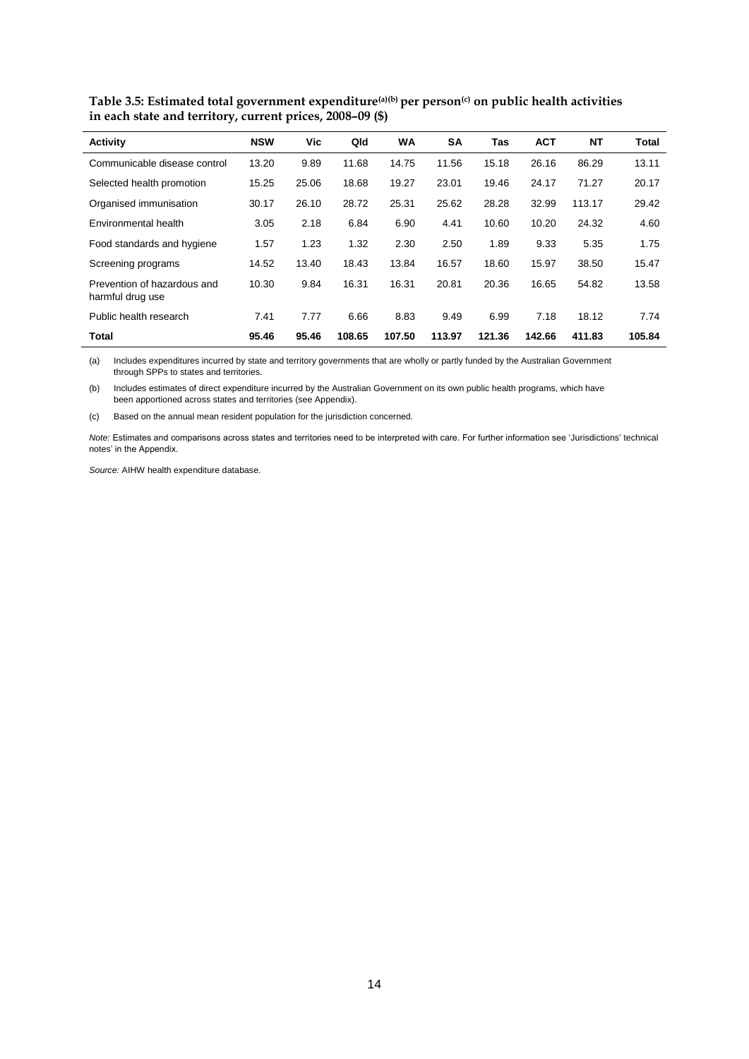**Table 3.5: Estimated total government expenditure[(a)(b)] per person[(c)] on public health activities in each state and territory, current prices, 2008–09 ($)**

| Activity | NSW | Vic | Qld | WA | SA | Tas | ACT | NT | Total |
|---|---|---|---|---|---|---|---|---|---|
| Communicable disease control | 13.20 | 9.89 | 11.68 | 14.75 | 11.56 | 15.18 | 26.16 | 86.29 | 13.11 |
| Selected health promotion | 15.25 | 25.06 | 18.68 | 19.27 | 23.01 | 19.46 | 24.17 | 71.27 | 20.17 |
| Organised immunisation | 30.17 | 26.10 | 28.72 | 25.31 | 25.62 | 28.28 | 32.99 | 113.17 | 29.42 |
| Environmental health | 3.05 | 2.18 | 6.84 | 6.90 | 4.41 | 10.60 | 10.20 | 24.32 | 4.60 |
| Food standards and hygiene | 1.57 | 1.23 | 1.32 | 2.30 | 2.50 | 1.89 | 9.33 | 5.35 | 1.75 |
| Screening programs | 14.52 | 13.40 | 18.43 | 13.84 | 16.57 | 18.60 | 15.97 | 38.50 | 15.47 |
| Prevention of hazardous and harmful drug use | 10.30 | 9.84 | 16.31 | 16.31 | 20.81 | 20.36 | 16.65 | 54.82 | 13.58 |
| Public health research | 7.41 | 7.77 | 6.66 | 8.83 | 9.49 | 6.99 | 7.18 | 18.12 | 7.74 |
| **Total** | **95.46** | **95.46** | **108.65** | **107.50** | **113.97** | **121.36** | **142.66** | **411.83** | **105.84** |

(a) Includes expenditures incurred by state and territory governments that are wholly or partly funded by the Australian Government through SPPs to states and territories.

(b) Includes estimates of direct expenditure incurred by the Australian Government on its own public health programs, which have been apportioned across states and territories (see Appendix).

(c) Based on the annual mean resident population for the jurisdiction concerned.

*Note:* Estimates and comparisons across states and territories need to be interpreted with care. For further information see 'Jurisdictions' technical notes' in the Appendix.

*Source:* AIHW health expenditure database.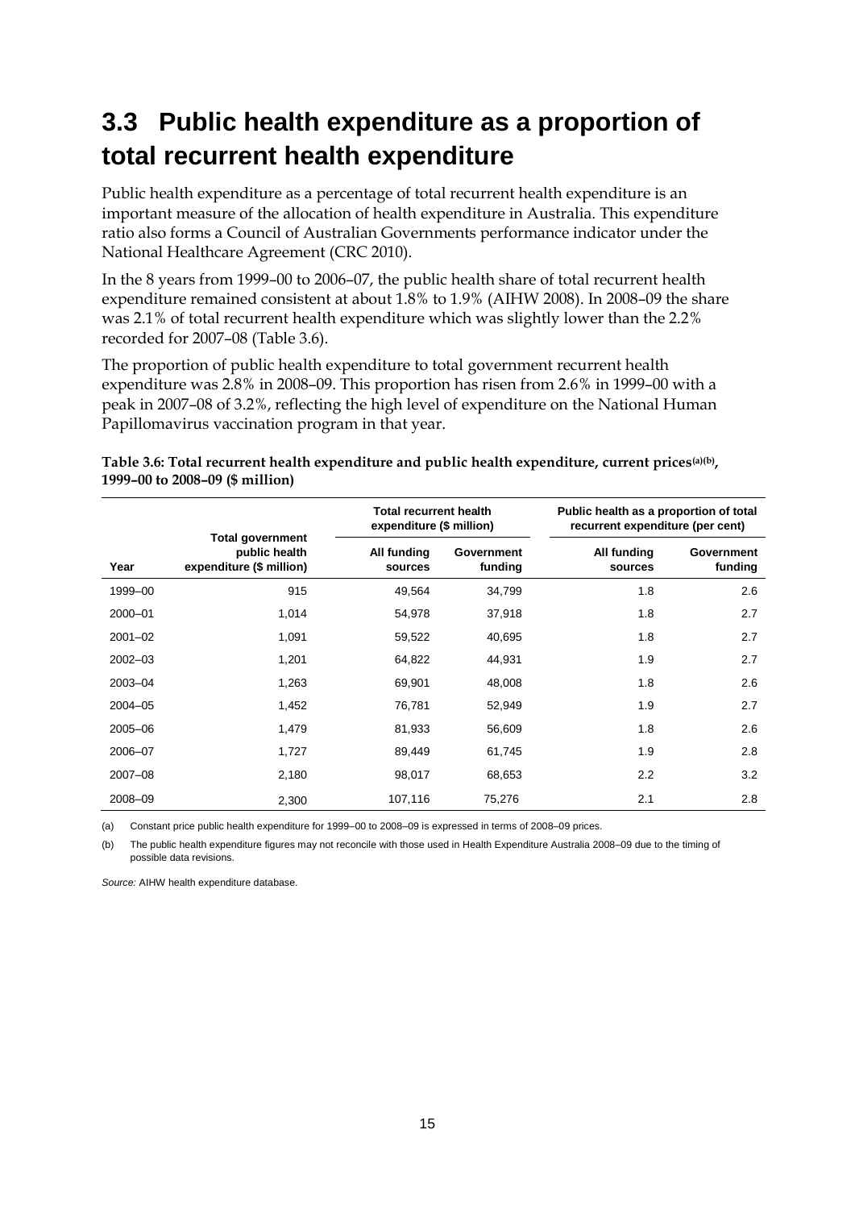## 3.3 Public health expenditure as a proportion of total recurrent health expenditure

Public health expenditure as a percentage of total recurrent health expenditure is an important measure of the allocation of health expenditure in Australia. This expenditure ratio also forms a Council of Australian Governments performance indicator under the National Healthcare Agreement (CRC 2010).

In the 8 years from 1999–00 to 2006–07, the public health share of total recurrent health expenditure remained consistent at about 1.8% to 1.9% (AIHW 2008). In 2008–09 the share was 2.1% of total recurrent health expenditure which was slightly lower than the 2.2% recorded for 2007–08 (Table 3.6).

The proportion of public health expenditure to total government recurrent health expenditure was 2.8% in 2008–09. This proportion has risen from 2.6% in 1999–00 with a peak in 2007–08 of 3.2%, reflecting the high level of expenditure on the National Human Papillomavirus vaccination program in that year.

**Table 3.6: Total recurrent health expenditure and public health expenditure, current prices[(a)(b)], 1999–00 to 2008–09 ($ million)**

| | | Total recurrent health expenditure ($ million) | | Public health as a proportion of total recurrent expenditure (per cent) | |
|---|---|---|---|---|---|
| Year | Total government public health expenditure ($ million) | All funding sources | Government funding | All funding sources | Government funding |
| 1999–00 | 915 | 49,564 | 34,799 | 1.8 | 2.6 |
| 2000–01 | 1,014 | 54,978 | 37,918 | 1.8 | 2.7 |
| 2001–02 | 1,091 | 59,522 | 40,695 | 1.8 | 2.7 |
| 2002–03 | 1,201 | 64,822 | 44,931 | 1.9 | 2.7 |
| 2003–04 | 1,263 | 69,901 | 48,008 | 1.8 | 2.6 |
| 2004–05 | 1,452 | 76,781 | 52,949 | 1.9 | 2.7 |
| 2005–06 | 1,479 | 81,933 | 56,609 | 1.8 | 2.6 |
| 2006–07 | 1,727 | 89,449 | 61,745 | 1.9 | 2.8 |
| 2007–08 | 2,180 | 98,017 | 68,653 | 2.2 | 3.2 |
| 2008–09 | 2,300 | 107,116 | 75,276 | 2.1 | 2.8 |

(a) Constant price public health expenditure for 1999–00 to 2008–09 is expressed in terms of 2008–09 prices.

(b) The public health expenditure figures may not reconcile with those used in Health Expenditure Australia 2008–09 due to the timing of possible data revisions.

*Source:* AIHW health expenditure database.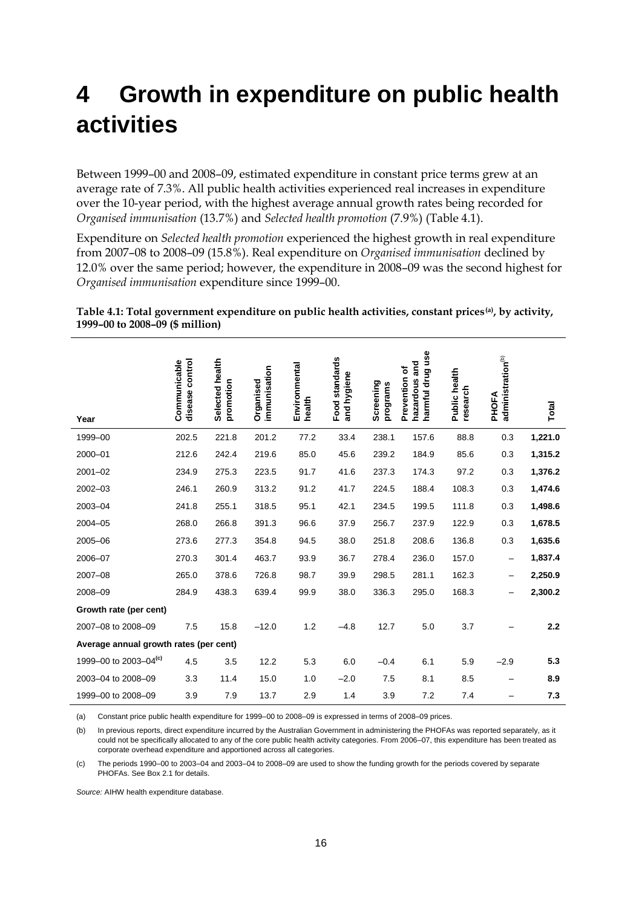# 4 Growth in expenditure on public health activities

Between 1999–00 and 2008–09, estimated expenditure in constant price terms grew at an average rate of 7.3%. All public health activities experienced real increases in expenditure over the 10-year period, with the highest average annual growth rates being recorded for *Organised immunisation* (13.7%) and *Selected health promotion* (7.9%) (Table 4.1).

Expenditure on *Selected health promotion* experienced the highest growth in real expenditure from 2007–08 to 2008–09 (15.8%). Real expenditure on *Organised immunisation* declined by 12.0% over the same period; however, the expenditure in 2008–09 was the second highest for *Organised immunisation* expenditure since 1999–00.

**Table 4.1: Total government expenditure on public health activities, constant prices[(a)], by activity, 1999–00 to 2008–09 ($ million)**

| Year | Communicable disease control | Selected health promotion | Organised immunisation | Environmental health | Food standards and hygiene | Screening programs | Prevention of hazardous and harmful drug use | Public health research | PHOFA administration[(b)] | Total |
|---|---|---|---|---|---|---|---|---|---|---|
| 1999–00 | 202.5 | 221.8 | 201.2 | 77.2 | 33.4 | 238.1 | 157.6 | 88.8 | 0.3 | **1,221.0** |
| 2000–01 | 212.6 | 242.4 | 219.6 | 85.0 | 45.6 | 239.2 | 184.9 | 85.6 | 0.3 | **1,315.2** |
| 2001–02 | 234.9 | 275.3 | 223.5 | 91.7 | 41.6 | 237.3 | 174.3 | 97.2 | 0.3 | **1,376.2** |
| 2002–03 | 246.1 | 260.9 | 313.2 | 91.2 | 41.7 | 224.5 | 188.4 | 108.3 | 0.3 | **1,474.6** |
| 2003–04 | 241.8 | 255.1 | 318.5 | 95.1 | 42.1 | 234.5 | 199.5 | 111.8 | 0.3 | **1,498.6** |
| 2004–05 | 268.0 | 266.8 | 391.3 | 96.6 | 37.9 | 256.7 | 237.9 | 122.9 | 0.3 | **1,678.5** |
| 2005–06 | 273.6 | 277.3 | 354.8 | 94.5 | 38.0 | 251.8 | 208.6 | 136.8 | 0.3 | **1,635.6** |
| 2006–07 | 270.3 | 301.4 | 463.7 | 93.9 | 36.7 | 278.4 | 236.0 | 157.0 | – | **1,837.4** |
| 2007–08 | 265.0 | 378.6 | 726.8 | 98.7 | 39.9 | 298.5 | 281.1 | 162.3 | – | **2,250.9** |
| 2008–09 | 284.9 | 438.3 | 639.4 | 99.9 | 38.0 | 336.3 | 295.0 | 168.3 | – | **2,300.2** |
| **Growth rate (per cent)** | | | | | | | | | | |
| 2007–08 to 2008–09 | 7.5 | 15.8 | –12.0 | 1.2 | –4.8 | 12.7 | 5.0 | 3.7 | – | **2.2** |
| **Average annual growth rates (per cent)** | | | | | | | | | | |
| 1999–00 to 2003–04[(c)] | 4.5 | 3.5 | 12.2 | 5.3 | 6.0 | –0.4 | 6.1 | 5.9 | –2.9 | **5.3** |
| 2003–04 to 2008–09 | 3.3 | 11.4 | 15.0 | 1.0 | –2.0 | 7.5 | 8.1 | 8.5 | – | **8.9** |
| 1999–00 to 2008–09 | 3.9 | 7.9 | 13.7 | 2.9 | 1.4 | 3.9 | 7.2 | 7.4 | – | **7.3** |

(a) Constant price public health expenditure for 1999–00 to 2008–09 is expressed in terms of 2008–09 prices.

(b) In previous reports, direct expenditure incurred by the Australian Government in administering the PHOFAs was reported separately, as it could not be specifically allocated to any of the core public health activity categories. From 2006–07, this expenditure has been treated as corporate overhead expenditure and apportioned across all categories.

(c) The periods 1990–00 to 2003–04 and 2003–04 to 2008–09 are used to show the funding growth for the periods covered by separate PHOFAs. See Box 2.1 for details.

*Source:* AIHW health expenditure database.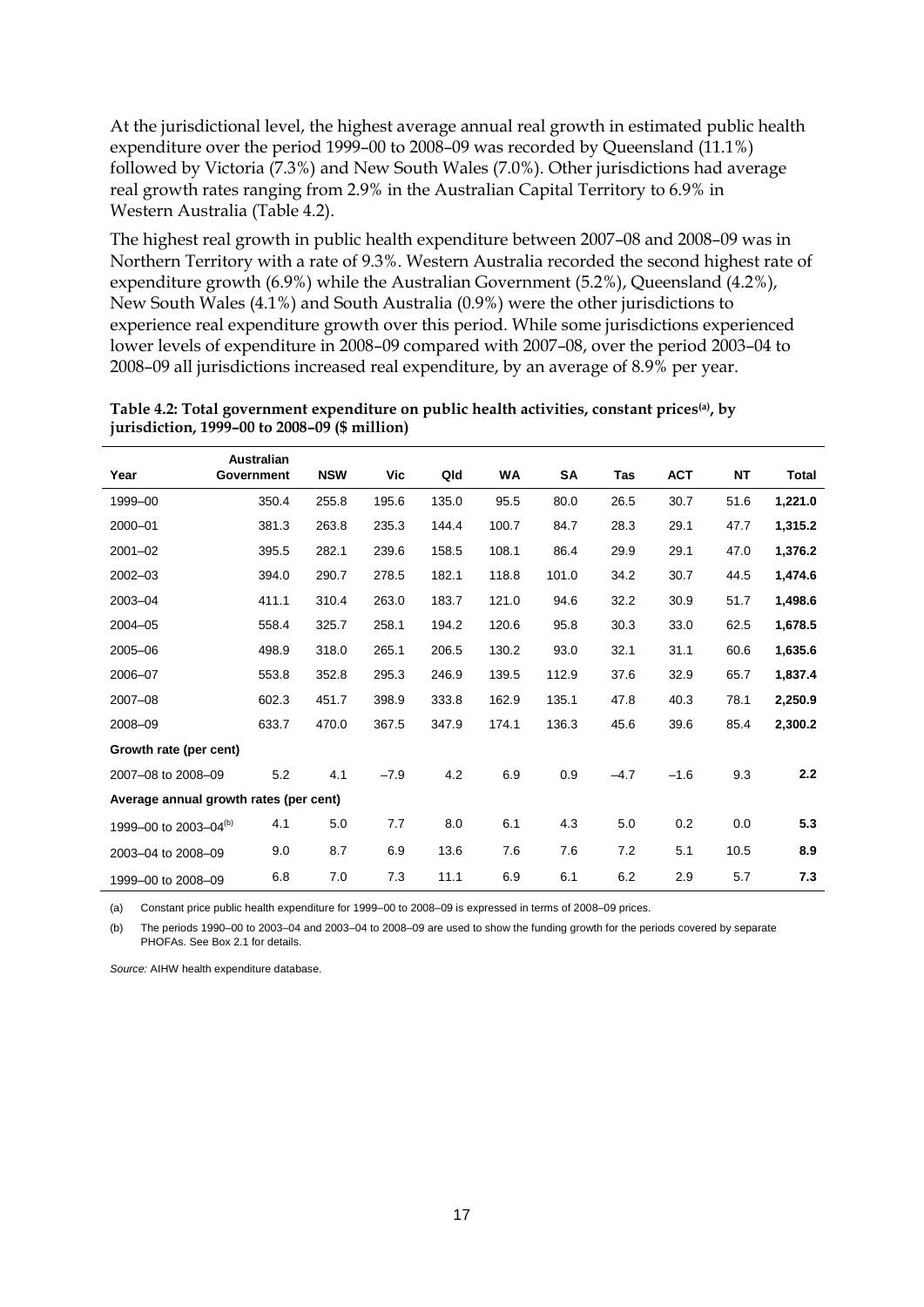At the jurisdictional level, the highest average annual real growth in estimated public health expenditure over the period 1999–00 to 2008–09 was recorded by Queensland (11.1%) followed by Victoria (7.3%) and New South Wales (7.0%). Other jurisdictions had average real growth rates ranging from 2.9% in the Australian Capital Territory to 6.9% in Western Australia (Table 4.2).

The highest real growth in public health expenditure between 2007–08 and 2008–09 was in Northern Territory with a rate of 9.3%. Western Australia recorded the second highest rate of expenditure growth (6.9%) while the Australian Government (5.2%), Queensland (4.2%), New South Wales (4.1%) and South Australia (0.9%) were the other jurisdictions to experience real expenditure growth over this period. While some jurisdictions experienced lower levels of expenditure in 2008–09 compared with 2007–08, over the period 2003–04 to 2008–09 all jurisdictions increased real expenditure, by an average of 8.9% per year.

**Table 4.2: Total government expenditure on public health activities, constant prices[(a)], by jurisdiction, 1999–00 to 2008–09 ($ million)**

| Year | Australian Government | NSW | Vic | Qld | WA | SA | Tas | ACT | NT | Total |
|---|---|---|---|---|---|---|---|---|---|---|
| 1999–00 | 350.4 | 255.8 | 195.6 | 135.0 | 95.5 | 80.0 | 26.5 | 30.7 | 51.6 | **1,221.0** |
| 2000–01 | 381.3 | 263.8 | 235.3 | 144.4 | 100.7 | 84.7 | 28.3 | 29.1 | 47.7 | **1,315.2** |
| 2001–02 | 395.5 | 282.1 | 239.6 | 158.5 | 108.1 | 86.4 | 29.9 | 29.1 | 47.0 | **1,376.2** |
| 2002–03 | 394.0 | 290.7 | 278.5 | 182.1 | 118.8 | 101.0 | 34.2 | 30.7 | 44.5 | **1,474.6** |
| 2003–04 | 411.1 | 310.4 | 263.0 | 183.7 | 121.0 | 94.6 | 32.2 | 30.9 | 51.7 | **1,498.6** |
| 2004–05 | 558.4 | 325.7 | 258.1 | 194.2 | 120.6 | 95.8 | 30.3 | 33.0 | 62.5 | **1,678.5** |
| 2005–06 | 498.9 | 318.0 | 265.1 | 206.5 | 130.2 | 93.0 | 32.1 | 31.1 | 60.6 | **1,635.6** |
| 2006–07 | 553.8 | 352.8 | 295.3 | 246.9 | 139.5 | 112.9 | 37.6 | 32.9 | 65.7 | **1,837.4** |
| 2007–08 | 602.3 | 451.7 | 398.9 | 333.8 | 162.9 | 135.1 | 47.8 | 40.3 | 78.1 | **2,250.9** |
| 2008–09 | 633.7 | 470.0 | 367.5 | 347.9 | 174.1 | 136.3 | 45.6 | 39.6 | 85.4 | **2,300.2** |
| **Growth rate (per cent)** | | | | | | | | | | |
| 2007–08 to 2008–09 | 5.2 | 4.1 | −7.9 | 4.2 | 6.9 | 0.9 | −4.7 | −1.6 | 9.3 | **2.2** |
| **Average annual growth rates (per cent)** | | | | | | | | | | |
| 1999–00 to 2003–04[(b)] | 4.1 | 5.0 | 7.7 | 8.0 | 6.1 | 4.3 | 5.0 | 0.2 | 0.0 | **5.3** |
| 2003–04 to 2008–09 | 9.0 | 8.7 | 6.9 | 13.6 | 7.6 | 7.6 | 7.2 | 5.1 | 10.5 | **8.9** |
| 1999–00 to 2008–09 | 6.8 | 7.0 | 7.3 | 11.1 | 6.9 | 6.1 | 6.2 | 2.9 | 5.7 | **7.3** |

(a) Constant price public health expenditure for 1999–00 to 2008–09 is expressed in terms of 2008–09 prices.

(b) The periods 1990–00 to 2003–04 and 2003–04 to 2008–09 are used to show the funding growth for the periods covered by separate PHOFAs. See Box 2.1 for details.

*Source:* AIHW health expenditure database.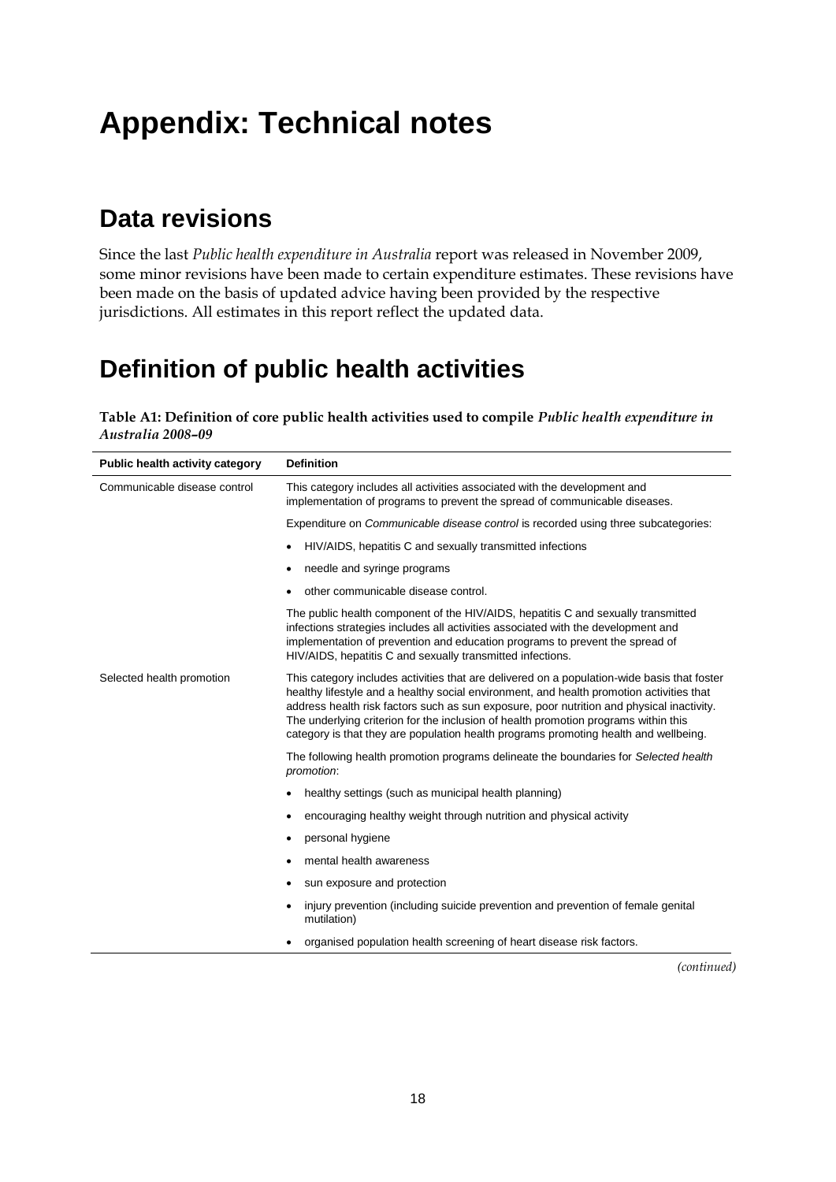# Appendix: Technical notes

## Data revisions

Since the last *Public health expenditure in Australia* report was released in November 2009, some minor revisions have been made to certain expenditure estimates. These revisions have been made on the basis of updated advice having been provided by the respective jurisdictions. All estimates in this report reflect the updated data.

## Definition of public health activities

**Table A1: Definition of core public health activities used to compile *Public health expenditure in Australia 2008–09***

| Public health activity category | Definition |
|---|---|
| Communicable disease control | This category includes all activities associated with the development and implementation of programs to prevent the spread of communicable diseases. |
| | Expenditure on *Communicable disease control* is recorded using three subcategories: |
| | • HIV/AIDS, hepatitis C and sexually transmitted infections |
| | • needle and syringe programs |
| | • other communicable disease control. |
| | The public health component of the HIV/AIDS, hepatitis C and sexually transmitted infections strategies includes all activities associated with the development and implementation of prevention and education programs to prevent the spread of HIV/AIDS, hepatitis C and sexually transmitted infections. |
| Selected health promotion | This category includes activities that are delivered on a population-wide basis that foster healthy lifestyle and a healthy social environment, and health promotion activities that address health risk factors such as sun exposure, poor nutrition and physical inactivity. The underlying criterion for the inclusion of health promotion programs within this category is that they are population health programs promoting health and wellbeing. |
| | The following health promotion programs delineate the boundaries for *Selected health promotion*: |
| | • healthy settings (such as municipal health planning) |
| | • encouraging healthy weight through nutrition and physical activity |
| | • personal hygiene |
| | • mental health awareness |
| | • sun exposure and protection |
| | • injury prevention (including suicide prevention and prevention of female genital mutilation) |
| | • organised population health screening of heart disease risk factors. |

*(continued)*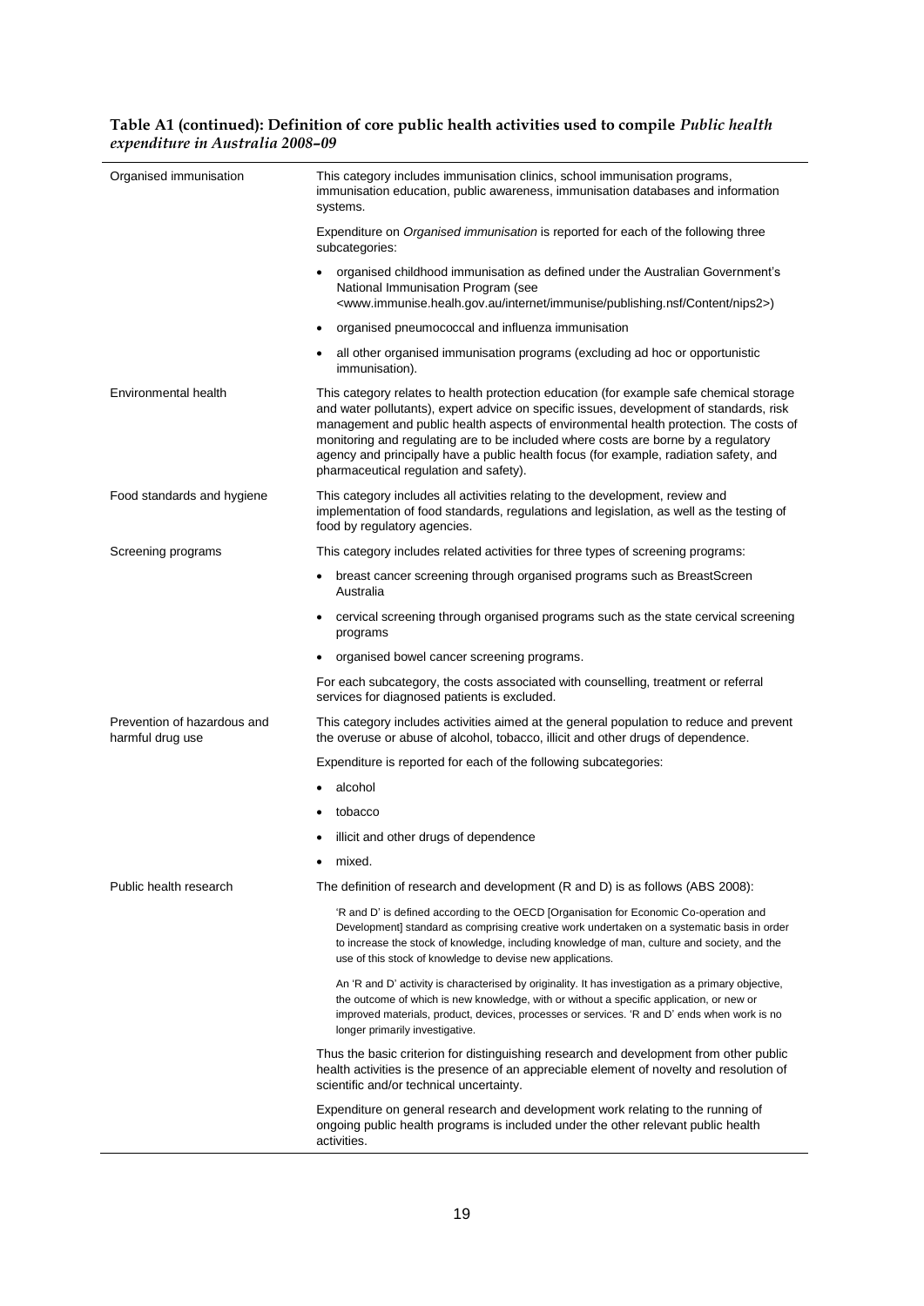**Table A1 (continued): Definition of core public health activities used to compile *Public health expenditure in Australia 2008–09***

| | |
|---|---|
| Organised immunisation | This category includes immunisation clinics, school immunisation programs, immunisation education, public awareness, immunisation databases and information systems.<br><br>Expenditure on *Organised immunisation* is reported for each of the following three subcategories:<br><br>• organised childhood immunisation as defined under the Australian Government's National Immunisation Program (see <www.immunise.healh.gov.au/internet/immunise/publishing.nsf/Content/nips2>)<br><br>• organised pneumococcal and influenza immunisation<br><br>• all other organised immunisation programs (excluding ad hoc or opportunistic immunisation). |
| Environmental health | This category relates to health protection education (for example safe chemical storage and water pollutants), expert advice on specific issues, development of standards, risk management and public health aspects of environmental health protection. The costs of monitoring and regulating are to be included where costs are borne by a regulatory agency and principally have a public health focus (for example, radiation safety, and pharmaceutical regulation and safety). |
| Food standards and hygiene | This category includes all activities relating to the development, review and implementation of food standards, regulations and legislation, as well as the testing of food by regulatory agencies. |
| Screening programs | This category includes related activities for three types of screening programs:<br><br>• breast cancer screening through organised programs such as BreastScreen Australia<br><br>• cervical screening through organised programs such as the state cervical screening programs<br><br>• organised bowel cancer screening programs.<br><br>For each subcategory, the costs associated with counselling, treatment or referral services for diagnosed patients is excluded. |
| Prevention of hazardous and harmful drug use | This category includes activities aimed at the general population to reduce and prevent the overuse or abuse of alcohol, tobacco, illicit and other drugs of dependence.<br><br>Expenditure is reported for each of the following subcategories:<br><br>• alcohol<br><br>• tobacco<br><br>• illicit and other drugs of dependence<br><br>• mixed. |
| Public health research | The definition of research and development (R and D) is as follows (ABS 2008):<br><br>'R and D' is defined according to the OECD [Organisation for Economic Co-operation and Development] standard as comprising creative work undertaken on a systematic basis in order to increase the stock of knowledge, including knowledge of man, culture and society, and the use of this stock of knowledge to devise new applications.<br><br>An 'R and D' activity is characterised by originality. It has investigation as a primary objective, the outcome of which is new knowledge, with or without a specific application, or new or improved materials, product, devices, processes or services. 'R and D' ends when work is no longer primarily investigative.<br><br>Thus the basic criterion for distinguishing research and development from other public health activities is the presence of an appreciable element of novelty and resolution of scientific and/or technical uncertainty.<br><br>Expenditure on general research and development work relating to the running of ongoing public health programs is included under the other relevant public health activities. |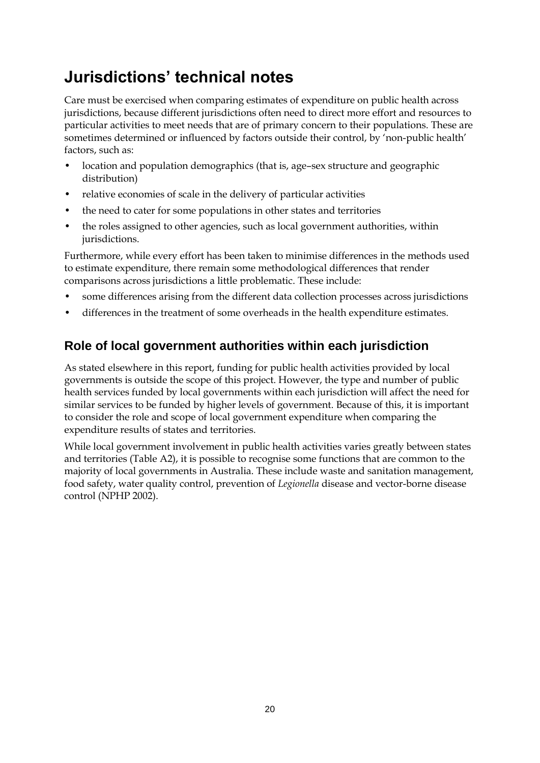# Jurisdictions' technical notes

Care must be exercised when comparing estimates of expenditure on public health across jurisdictions, because different jurisdictions often need to direct more effort and resources to particular activities to meet needs that are of primary concern to their populations. These are sometimes determined or influenced by factors outside their control, by 'non-public health' factors, such as:

- location and population demographics (that is, age–sex structure and geographic distribution)
- relative economies of scale in the delivery of particular activities
- the need to cater for some populations in other states and territories
- the roles assigned to other agencies, such as local government authorities, within jurisdictions.

Furthermore, while every effort has been taken to minimise differences in the methods used to estimate expenditure, there remain some methodological differences that render comparisons across jurisdictions a little problematic. These include:

- some differences arising from the different data collection processes across jurisdictions
- differences in the treatment of some overheads in the health expenditure estimates.

## Role of local government authorities within each jurisdiction

As stated elsewhere in this report, funding for public health activities provided by local governments is outside the scope of this project. However, the type and number of public health services funded by local governments within each jurisdiction will affect the need for similar services to be funded by higher levels of government. Because of this, it is important to consider the role and scope of local government expenditure when comparing the expenditure results of states and territories.

While local government involvement in public health activities varies greatly between states and territories (Table A2), it is possible to recognise some functions that are common to the majority of local governments in Australia. These include waste and sanitation management, food safety, water quality control, prevention of *Legionella* disease and vector-borne disease control (NPHP 2002).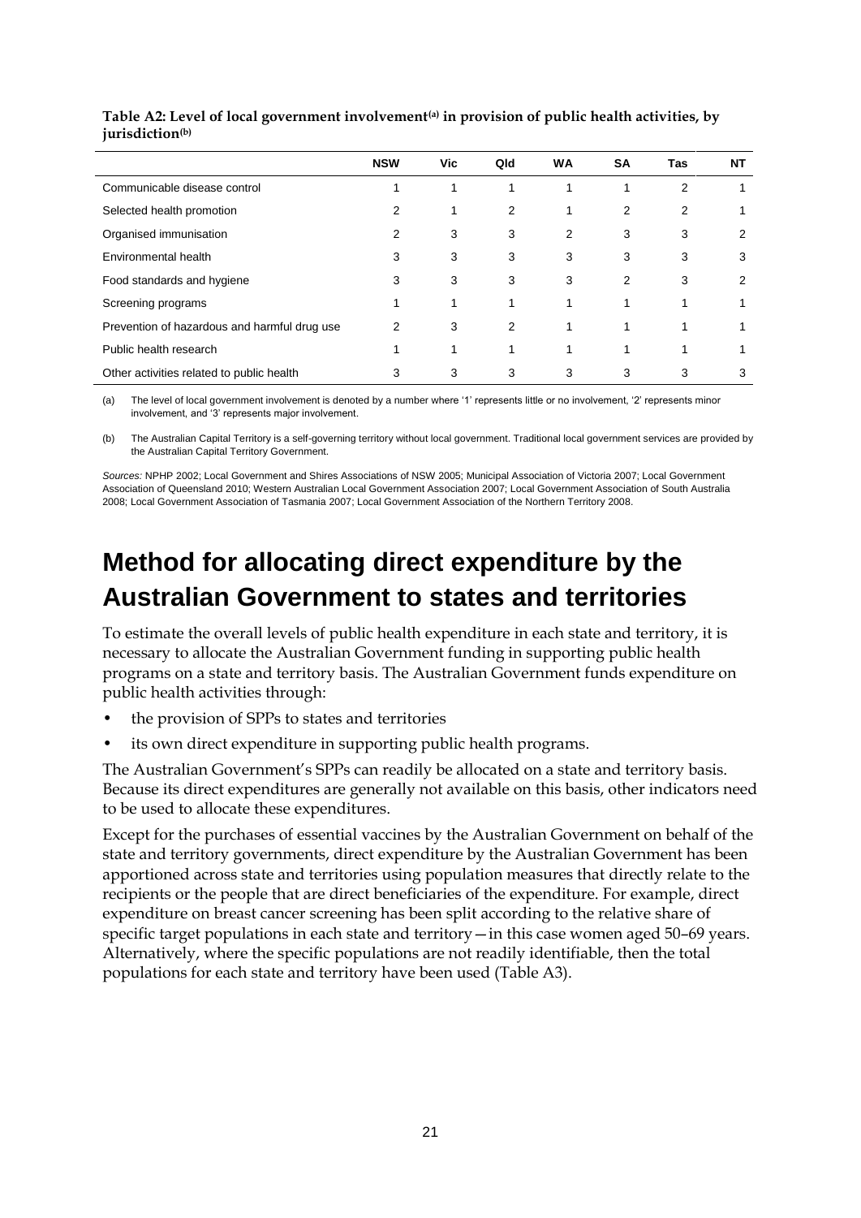**Table A2: Level of local government involvement[(a)] in provision of public health activities, by jurisdiction[(b)]**

| | NSW | Vic | Qld | WA | SA | Tas | NT |
|---|---|---|---|---|---|---|---|
| Communicable disease control | 1 | 1 | 1 | 1 | 1 | 2 | 1 |
| Selected health promotion | 2 | 1 | 2 | 1 | 2 | 2 | 1 |
| Organised immunisation | 2 | 3 | 3 | 2 | 3 | 3 | 2 |
| Environmental health | 3 | 3 | 3 | 3 | 3 | 3 | 3 |
| Food standards and hygiene | 3 | 3 | 3 | 3 | 2 | 3 | 2 |
| Screening programs | 1 | 1 | 1 | 1 | 1 | 1 | 1 |
| Prevention of hazardous and harmful drug use | 2 | 3 | 2 | 1 | 1 | 1 | 1 |
| Public health research | 1 | 1 | 1 | 1 | 1 | 1 | 1 |
| Other activities related to public health | 3 | 3 | 3 | 3 | 3 | 3 | 3 |

(a) The level of local government involvement is denoted by a number where '1' represents little or no involvement, '2' represents minor involvement, and '3' represents major involvement.

(b) The Australian Capital Territory is a self-governing territory without local government. Traditional local government services are provided by the Australian Capital Territory Government.

*Sources:* NPHP 2002; Local Government and Shires Associations of NSW 2005; Municipal Association of Victoria 2007; Local Government Association of Queensland 2010; Western Australian Local Government Association 2007; Local Government Association of South Australia 2008; Local Government Association of Tasmania 2007; Local Government Association of the Northern Territory 2008.

# Method for allocating direct expenditure by the Australian Government to states and territories

To estimate the overall levels of public health expenditure in each state and territory, it is necessary to allocate the Australian Government funding in supporting public health programs on a state and territory basis. The Australian Government funds expenditure on public health activities through:

- the provision of SPPs to states and territories
- its own direct expenditure in supporting public health programs.

The Australian Government's SPPs can readily be allocated on a state and territory basis. Because its direct expenditures are generally not available on this basis, other indicators need to be used to allocate these expenditures.

Except for the purchases of essential vaccines by the Australian Government on behalf of the state and territory governments, direct expenditure by the Australian Government has been apportioned across state and territories using population measures that directly relate to the recipients or the people that are direct beneficiaries of the expenditure. For example, direct expenditure on breast cancer screening has been split according to the relative share of specific target populations in each state and territory—in this case women aged 50–69 years. Alternatively, where the specific populations are not readily identifiable, then the total populations for each state and territory have been used (Table A3).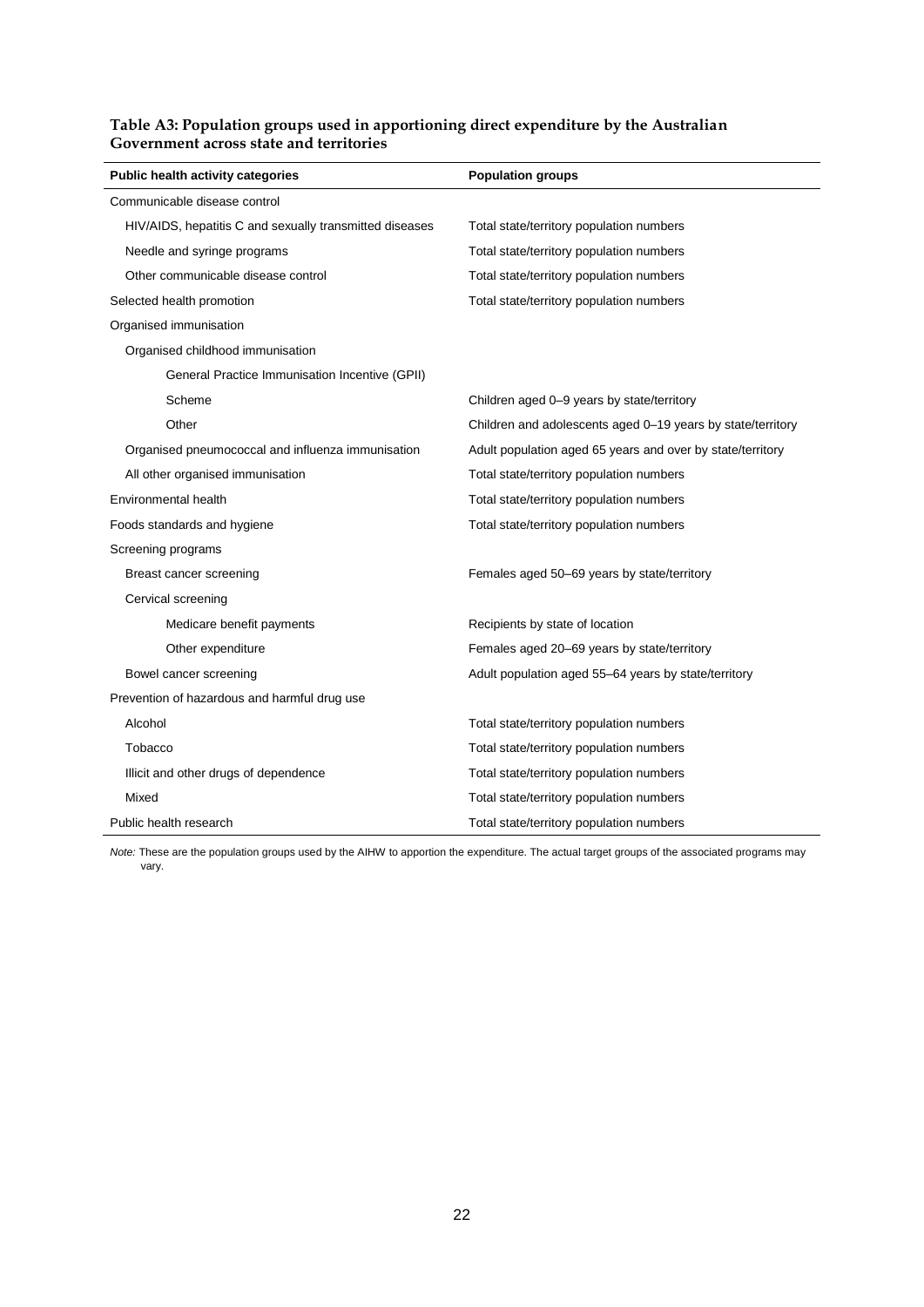**Table A3: Population groups used in apportioning direct expenditure by the Australian Government across state and territories**

| Public health activity categories | Population groups |
| --- | --- |
| Communicable disease control | |
| HIV/AIDS, hepatitis C and sexually transmitted diseases | Total state/territory population numbers |
| Needle and syringe programs | Total state/territory population numbers |
| Other communicable disease control | Total state/territory population numbers |
| Selected health promotion | Total state/territory population numbers |
| Organised immunisation | |
| Organised childhood immunisation | |
| General Practice Immunisation Incentive (GPII) | |
| Scheme | Children aged 0–9 years by state/territory |
| Other | Children and adolescents aged 0–19 years by state/territory |
| Organised pneumococcal and influenza immunisation | Adult population aged 65 years and over by state/territory |
| All other organised immunisation | Total state/territory population numbers |
| Environmental health | Total state/territory population numbers |
| Foods standards and hygiene | Total state/territory population numbers |
| Screening programs | |
| Breast cancer screening | Females aged 50–69 years by state/territory |
| Cervical screening | |
| Medicare benefit payments | Recipients by state of location |
| Other expenditure | Females aged 20–69 years by state/territory |
| Bowel cancer screening | Adult population aged 55–64 years by state/territory |
| Prevention of hazardous and harmful drug use | |
| Alcohol | Total state/territory population numbers |
| Tobacco | Total state/territory population numbers |
| Illicit and other drugs of dependence | Total state/territory population numbers |
| Mixed | Total state/territory population numbers |
| Public health research | Total state/territory population numbers |

*Note:* These are the population groups used by the AIHW to apportion the expenditure. The actual target groups of the associated programs may vary.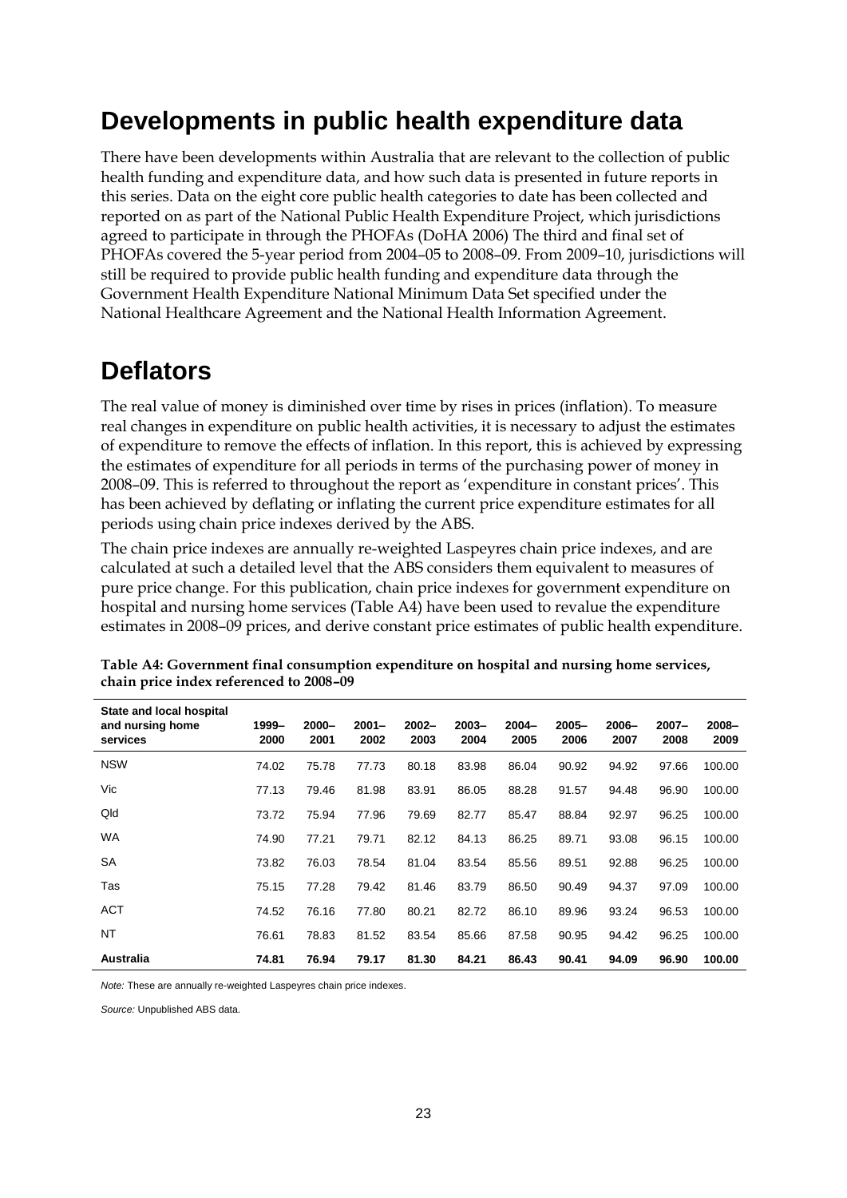## Developments in public health expenditure data

There have been developments within Australia that are relevant to the collection of public health funding and expenditure data, and how such data is presented in future reports in this series. Data on the eight core public health categories to date has been collected and reported on as part of the National Public Health Expenditure Project, which jurisdictions agreed to participate in through the PHOFAs (DoHA 2006) The third and final set of PHOFAs covered the 5-year period from 2004–05 to 2008–09. From 2009–10, jurisdictions will still be required to provide public health funding and expenditure data through the Government Health Expenditure National Minimum Data Set specified under the National Healthcare Agreement and the National Health Information Agreement.

## Deflators

The real value of money is diminished over time by rises in prices (inflation). To measure real changes in expenditure on public health activities, it is necessary to adjust the estimates of expenditure to remove the effects of inflation. In this report, this is achieved by expressing the estimates of expenditure for all periods in terms of the purchasing power of money in 2008–09. This is referred to throughout the report as 'expenditure in constant prices'. This has been achieved by deflating or inflating the current price expenditure estimates for all periods using chain price indexes derived by the ABS.

The chain price indexes are annually re-weighted Laspeyres chain price indexes, and are calculated at such a detailed level that the ABS considers them equivalent to measures of pure price change. For this publication, chain price indexes for government expenditure on hospital and nursing home services (Table A4) have been used to revalue the expenditure estimates in 2008–09 prices, and derive constant price estimates of public health expenditure.

**Table A4: Government final consumption expenditure on hospital and nursing home services, chain price index referenced to 2008–09**

| State and local hospital and nursing home services | 1999–2000 | 2000–2001 | 2001–2002 | 2002–2003 | 2003–2004 | 2004–2005 | 2005–2006 | 2006–2007 | 2007–2008 | 2008–2009 |
|---|---|---|---|---|---|---|---|---|---|---|
| NSW | 74.02 | 75.78 | 77.73 | 80.18 | 83.98 | 86.04 | 90.92 | 94.92 | 97.66 | 100.00 |
| Vic | 77.13 | 79.46 | 81.98 | 83.91 | 86.05 | 88.28 | 91.57 | 94.48 | 96.90 | 100.00 |
| Qld | 73.72 | 75.94 | 77.96 | 79.69 | 82.77 | 85.47 | 88.84 | 92.97 | 96.25 | 100.00 |
| WA | 74.90 | 77.21 | 79.71 | 82.12 | 84.13 | 86.25 | 89.71 | 93.08 | 96.15 | 100.00 |
| SA | 73.82 | 76.03 | 78.54 | 81.04 | 83.54 | 85.56 | 89.51 | 92.88 | 96.25 | 100.00 |
| Tas | 75.15 | 77.28 | 79.42 | 81.46 | 83.79 | 86.50 | 90.49 | 94.37 | 97.09 | 100.00 |
| ACT | 74.52 | 76.16 | 77.80 | 80.21 | 82.72 | 86.10 | 89.96 | 93.24 | 96.53 | 100.00 |
| NT | 76.61 | 78.83 | 81.52 | 83.54 | 85.66 | 87.58 | 90.95 | 94.42 | 96.25 | 100.00 |
| **Australia** | **74.81** | **76.94** | **79.17** | **81.30** | **84.21** | **86.43** | **90.41** | **94.09** | **96.90** | **100.00** |

*Note:* These are annually re-weighted Laspeyres chain price indexes.

*Source:* Unpublished ABS data.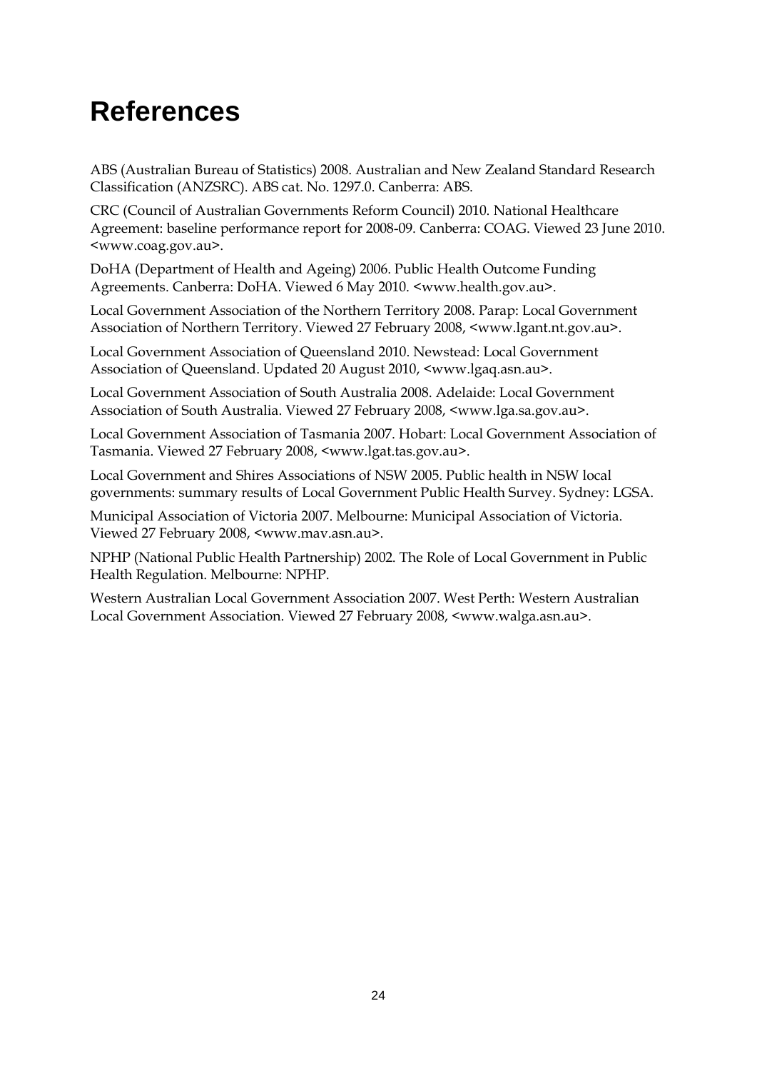# References

ABS (Australian Bureau of Statistics) 2008. Australian and New Zealand Standard Research Classification (ANZSRC). ABS cat. No. 1297.0. Canberra: ABS.

CRC (Council of Australian Governments Reform Council) 2010. National Healthcare Agreement: baseline performance report for 2008-09. Canberra: COAG. Viewed 23 June 2010. <www.coag.gov.au>.

DoHA (Department of Health and Ageing) 2006. Public Health Outcome Funding Agreements. Canberra: DoHA. Viewed 6 May 2010. <www.health.gov.au>.

Local Government Association of the Northern Territory 2008. Parap: Local Government Association of Northern Territory. Viewed 27 February 2008, <www.lgant.nt.gov.au>.

Local Government Association of Queensland 2010. Newstead: Local Government Association of Queensland. Updated 20 August 2010, <www.lgaq.asn.au>.

Local Government Association of South Australia 2008. Adelaide: Local Government Association of South Australia. Viewed 27 February 2008, <www.lga.sa.gov.au>.

Local Government Association of Tasmania 2007. Hobart: Local Government Association of Tasmania. Viewed 27 February 2008, <www.lgat.tas.gov.au>.

Local Government and Shires Associations of NSW 2005. Public health in NSW local governments: summary results of Local Government Public Health Survey. Sydney: LGSA.

Municipal Association of Victoria 2007. Melbourne: Municipal Association of Victoria. Viewed 27 February 2008, <www.mav.asn.au>.

NPHP (National Public Health Partnership) 2002. The Role of Local Government in Public Health Regulation. Melbourne: NPHP.

Western Australian Local Government Association 2007. West Perth: Western Australian Local Government Association. Viewed 27 February 2008, <www.walga.asn.au>.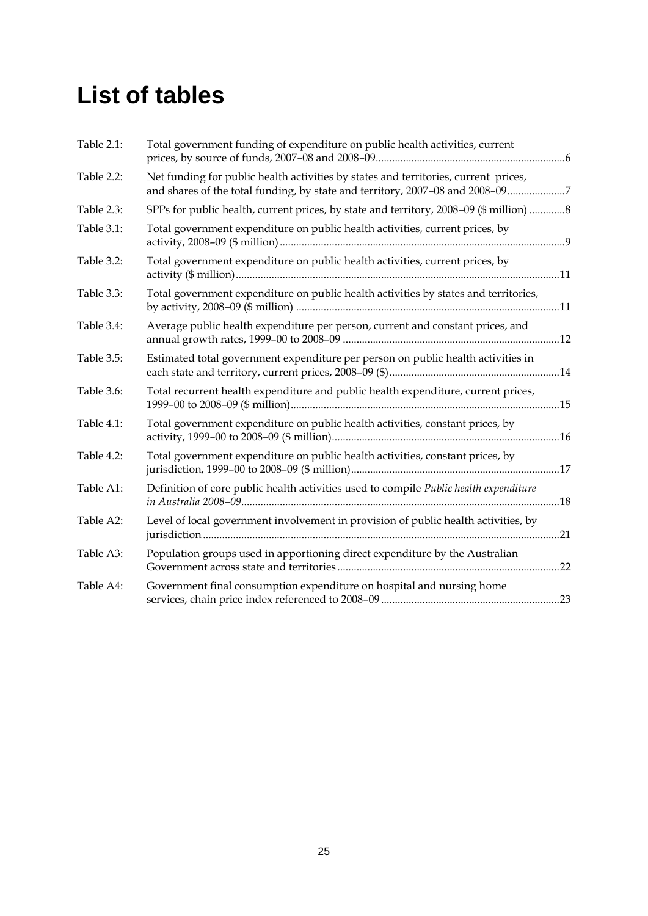# List of tables

| | | |
|---|---|---|
| Table 2.1: | Total government funding of expenditure on public health activities, current prices, by source of funds, 2007–08 and 2008–09 | 6 |
| Table 2.2: | Net funding for public health activities by states and territories, current prices, and shares of the total funding, by state and territory, 2007–08 and 2008–09 | 7 |
| Table 2.3: | SPPs for public health, current prices, by state and territory, 2008–09 ($ million) | 8 |
| Table 3.1: | Total government expenditure on public health activities, current prices, by activity, 2008–09 ($ million) | 9 |
| Table 3.2: | Total government expenditure on public health activities, current prices, by activity ($ million) | 11 |
| Table 3.3: | Total government expenditure on public health activities by states and territories, by activity, 2008–09 ($ million) | 11 |
| Table 3.4: | Average public health expenditure per person, current and constant prices, and annual growth rates, 1999–00 to 2008–09 | 12 |
| Table 3.5: | Estimated total government expenditure per person on public health activities in each state and territory, current prices, 2008–09 ($) | 14 |
| Table 3.6: | Total recurrent health expenditure and public health expenditure, current prices, 1999–00 to 2008–09 ($ million) | 15 |
| Table 4.1: | Total government expenditure on public health activities, constant prices, by activity, 1999–00 to 2008–09 ($ million) | 16 |
| Table 4.2: | Total government expenditure on public health activities, constant prices, by jurisdiction, 1999–00 to 2008–09 ($ million) | 17 |
| Table A1: | Definition of core public health activities used to compile *Public health expenditure in Australia 2008–09* | 18 |
| Table A2: | Level of local government involvement in provision of public health activities, by jurisdiction | 21 |
| Table A3: | Population groups used in apportioning direct expenditure by the Australian Government across state and territories | 22 |
| Table A4: | Government final consumption expenditure on hospital and nursing home services, chain price index referenced to 2008–09 | 23 |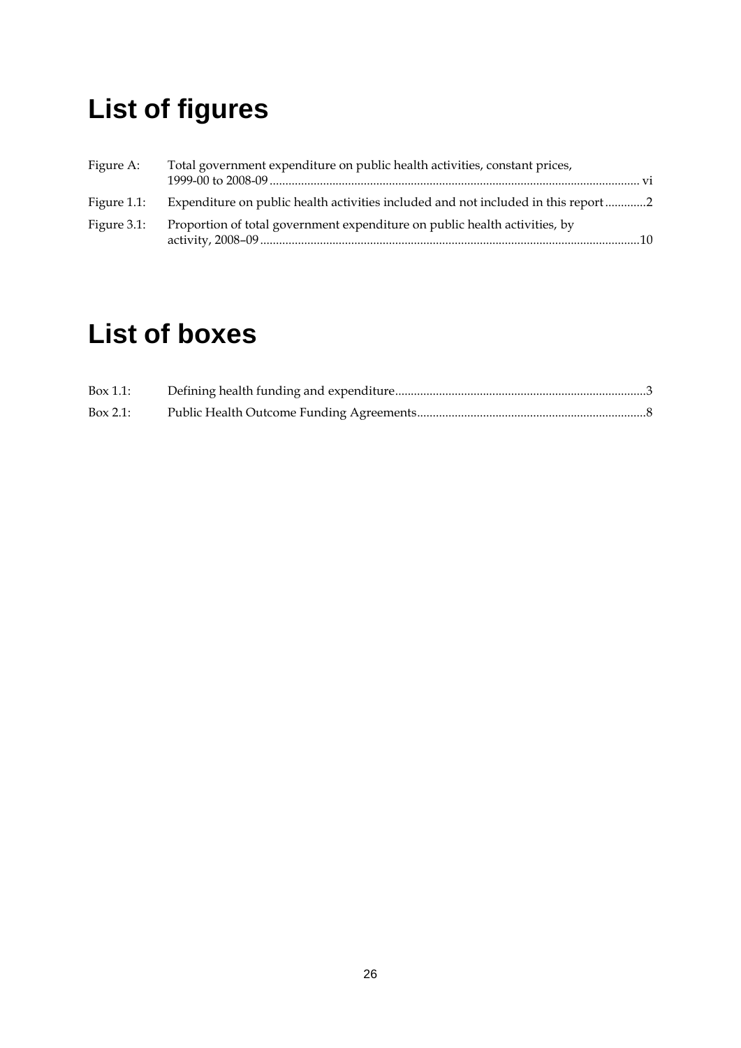# List of figures

Figure A: Total government expenditure on public health activities, constant prices, 1999-00 to 2008-09 ........ vi

Figure 1.1: Expenditure on public health activities included and not included in this report ........ 2

Figure 3.1: Proportion of total government expenditure on public health activities, by activity, 2008–09 ........ 10

# List of boxes

Box 1.1: Defining health funding and expenditure ........ 3

Box 2.1: Public Health Outcome Funding Agreements ........ 8